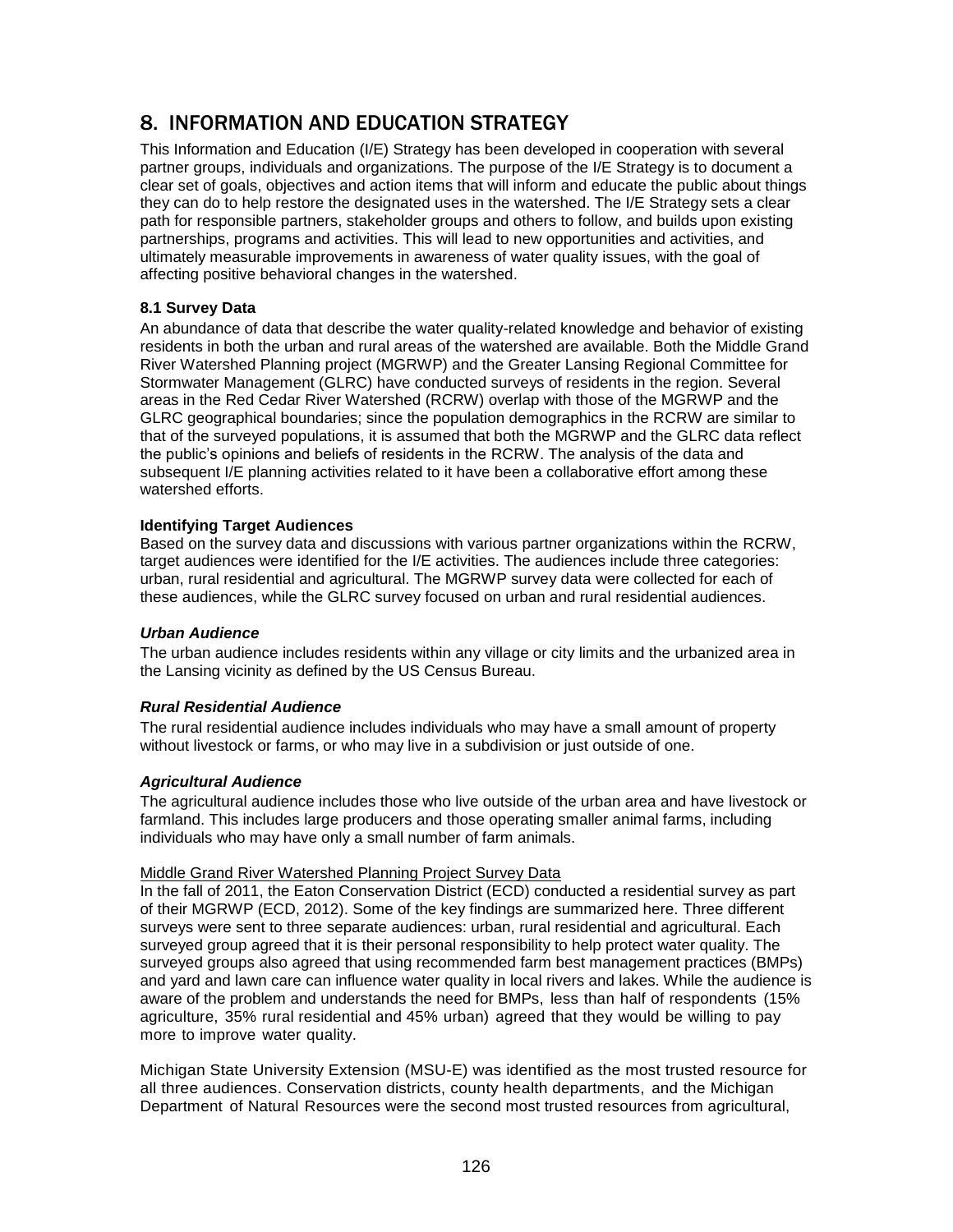# 8. INFORMATION AND EDUCATION STRATEGY

This Information and Education (I/E) Strategy has been developed in cooperation with several partner groups, individuals and organizations. The purpose of the I/E Strategy is to document a clear set of goals, objectives and action items that will inform and educate the public about things they can do to help restore the designated uses in the watershed. The I/E Strategy sets a clear path for responsible partners, stakeholder groups and others to follow, and builds upon existing partnerships, programs and activities. This will lead to new opportunities and activities, and ultimately measurable improvements in awareness of water quality issues, with the goal of affecting positive behavioral changes in the watershed.

### 8.1 Survey Data

An abundance of data that describe the water quality-related knowledge and behavior of existing residents in both the urban and rural areas of the watershed are available. Both the Middle Grand River Watershed Planning project (MGRWP) and the Greater Lansing Regional Committee for Stormwater Management (GLRC) have conducted surveys of residents in the region. Several areas in the Red Cedar River Watershed (RCRW) overlap with those of the MGRWP and the GLRC geographical boundaries; since the population demographics in the RCRW are similar to that of the surveyed populations, it is assumed that both the MGRWP and the GLRC data reflect the public's opinions and beliefs of residents in the RCRW. The analysis of the data and subsequent I/E planning activities related to it have been a collaborative effort among these watershed efforts.

**Identifying Target Audiences**

Based on the survey data and discussions with various partner organizations within the RCRW, target audiences were identified for the I/E activities. The audiences include three categories: urban, rural residential and agricultural. The MGRWP survey data were collected for each of these audiences, while the GLRC survey focused on urban and rural residential audiences.

***Urban Audience***

The urban audience includes residents within any village or city limits and the urbanized area in the Lansing vicinity as defined by the US Census Bureau.

***Rural Residential Audience***

The rural residential audience includes individuals who may have a small amount of property without livestock or farms, or who may live in a subdivision or just outside of one.

***Agricultural Audience***

The agricultural audience includes those who live outside of the urban area and have livestock or farmland. This includes large producers and those operating smaller animal farms, including individuals who may have only a small number of farm animals.

Middle Grand River Watershed Planning Project Survey Data

In the fall of 2011, the Eaton Conservation District (ECD) conducted a residential survey as part of their MGRWP (ECD, 2012). Some of the key findings are summarized here. Three different surveys were sent to three separate audiences: urban, rural residential and agricultural. Each surveyed group agreed that it is their personal responsibility to help protect water quality. The surveyed groups also agreed that using recommended farm best management practices (BMPs) and yard and lawn care can influence water quality in local rivers and lakes. While the audience is aware of the problem and understands the need for BMPs, less than half of respondents (15% agriculture, 35% rural residential and 45% urban) agreed that they would be willing to pay more to improve water quality.

Michigan State University Extension (MSU-E) was identified as the most trusted resource for all three audiences. Conservation districts, county health departments, and the Michigan Department of Natural Resources were the second most trusted resources from agricultural,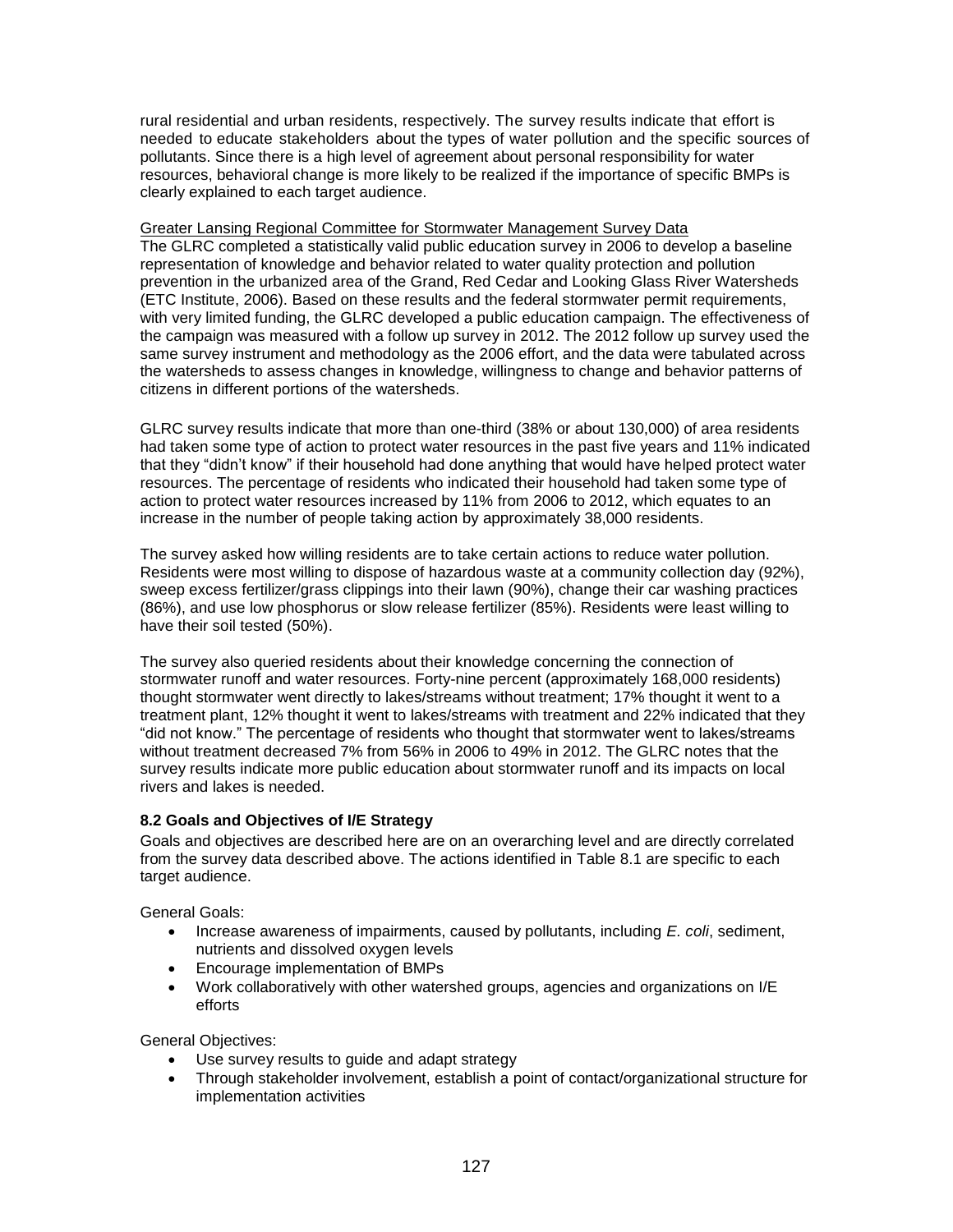rural residential and urban residents, respectively. The survey results indicate that effort is needed to educate stakeholders about the types of water pollution and the specific sources of pollutants. Since there is a high level of agreement about personal responsibility for water resources, behavioral change is more likely to be realized if the importance of specific BMPs is clearly explained to each target audience.

Greater Lansing Regional Committee for Stormwater Management Survey Data

The GLRC completed a statistically valid public education survey in 2006 to develop a baseline representation of knowledge and behavior related to water quality protection and pollution prevention in the urbanized area of the Grand, Red Cedar and Looking Glass River Watersheds (ETC Institute, 2006). Based on these results and the federal stormwater permit requirements, with very limited funding, the GLRC developed a public education campaign. The effectiveness of the campaign was measured with a follow up survey in 2012. The 2012 follow up survey used the same survey instrument and methodology as the 2006 effort, and the data were tabulated across the watersheds to assess changes in knowledge, willingness to change and behavior patterns of citizens in different portions of the watersheds.

GLRC survey results indicate that more than one-third (38% or about 130,000) of area residents had taken some type of action to protect water resources in the past five years and 11% indicated that they "didn't know" if their household had done anything that would have helped protect water resources. The percentage of residents who indicated their household had taken some type of action to protect water resources increased by 11% from 2006 to 2012, which equates to an increase in the number of people taking action by approximately 38,000 residents.

The survey asked how willing residents are to take certain actions to reduce water pollution. Residents were most willing to dispose of hazardous waste at a community collection day (92%), sweep excess fertilizer/grass clippings into their lawn (90%), change their car washing practices (86%), and use low phosphorus or slow release fertilizer (85%). Residents were least willing to have their soil tested (50%).

The survey also queried residents about their knowledge concerning the connection of stormwater runoff and water resources. Forty-nine percent (approximately 168,000 residents) thought stormwater went directly to lakes/streams without treatment; 17% thought it went to a treatment plant, 12% thought it went to lakes/streams with treatment and 22% indicated that they "did not know." The percentage of residents who thought that stormwater went to lakes/streams without treatment decreased 7% from 56% in 2006 to 49% in 2012. The GLRC notes that the survey results indicate more public education about stormwater runoff and its impacts on local rivers and lakes is needed.

### 8.2 Goals and Objectives of I/E Strategy

Goals and objectives are described here are on an overarching level and are directly correlated from the survey data described above. The actions identified in Table 8.1 are specific to each target audience.

General Goals:

- Increase awareness of impairments, caused by pollutants, including *E. coli*, sediment, nutrients and dissolved oxygen levels
- Encourage implementation of BMPs
- Work collaboratively with other watershed groups, agencies and organizations on I/E efforts

General Objectives:

- Use survey results to guide and adapt strategy
- Through stakeholder involvement, establish a point of contact/organizational structure for implementation activities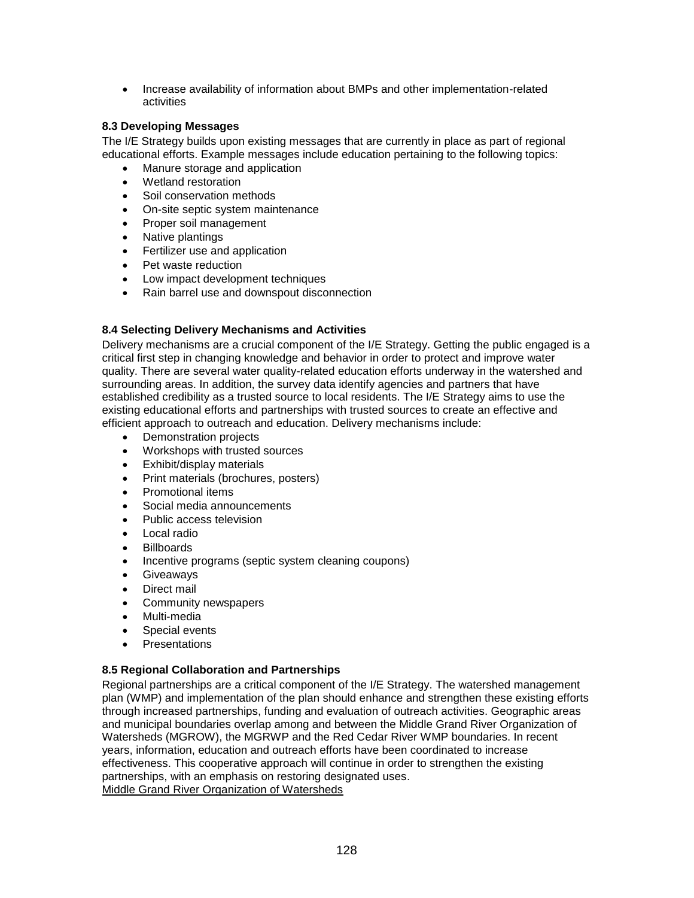- Increase availability of information about BMPs and other implementation-related activities

### 8.3 Developing Messages

The I/E Strategy builds upon existing messages that are currently in place as part of regional educational efforts. Example messages include education pertaining to the following topics:

- Manure storage and application
- Wetland restoration
- Soil conservation methods
- On-site septic system maintenance
- Proper soil management
- Native plantings
- Fertilizer use and application
- Pet waste reduction
- Low impact development techniques
- Rain barrel use and downspout disconnection

### 8.4 Selecting Delivery Mechanisms and Activities

Delivery mechanisms are a crucial component of the I/E Strategy. Getting the public engaged is a critical first step in changing knowledge and behavior in order to protect and improve water quality. There are several water quality-related education efforts underway in the watershed and surrounding areas. In addition, the survey data identify agencies and partners that have established credibility as a trusted source to local residents. The I/E Strategy aims to use the existing educational efforts and partnerships with trusted sources to create an effective and efficient approach to outreach and education. Delivery mechanisms include:

- Demonstration projects
- Workshops with trusted sources
- Exhibit/display materials
- Print materials (brochures, posters)
- Promotional items
- Social media announcements
- Public access television
- Local radio
- Billboards
- Incentive programs (septic system cleaning coupons)
- Giveaways
- Direct mail
- Community newspapers
- Multi-media
- Special events
- Presentations

### 8.5 Regional Collaboration and Partnerships

Regional partnerships are a critical component of the I/E Strategy. The watershed management plan (WMP) and implementation of the plan should enhance and strengthen these existing efforts through increased partnerships, funding and evaluation of outreach activities. Geographic areas and municipal boundaries overlap among and between the Middle Grand River Organization of Watersheds (MGROW), the MGRWP and the Red Cedar River WMP boundaries. In recent years, information, education and outreach efforts have been coordinated to increase effectiveness. This cooperative approach will continue in order to strengthen the existing partnerships, with an emphasis on restoring designated uses.

Middle Grand River Organization of Watersheds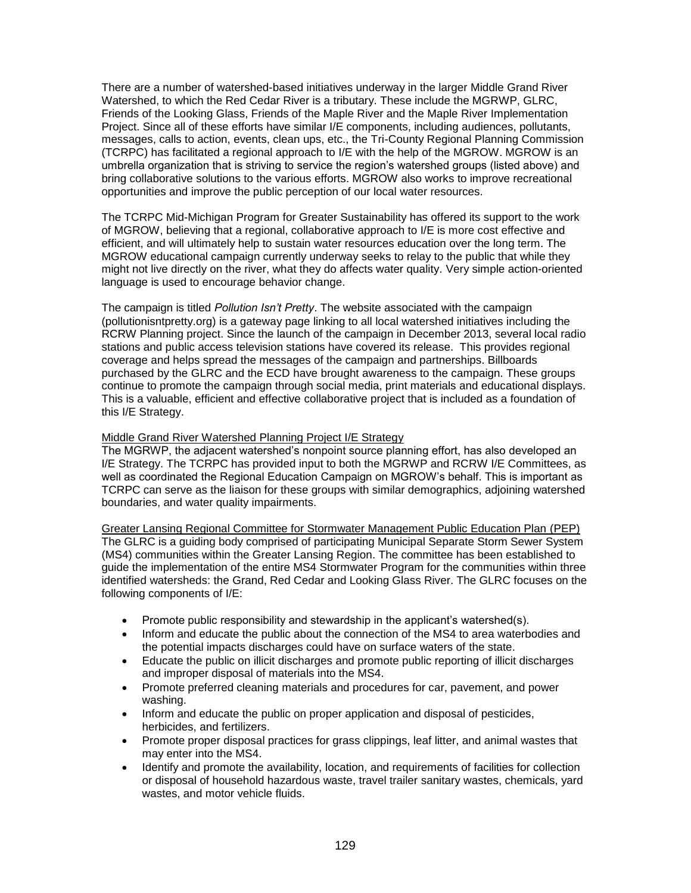There are a number of watershed-based initiatives underway in the larger Middle Grand River Watershed, to which the Red Cedar River is a tributary. These include the MGRWP, GLRC, Friends of the Looking Glass, Friends of the Maple River and the Maple River Implementation Project. Since all of these efforts have similar I/E components, including audiences, pollutants, messages, calls to action, events, clean ups, etc., the Tri-County Regional Planning Commission (TCRPC) has facilitated a regional approach to I/E with the help of the MGROW. MGROW is an umbrella organization that is striving to service the region's watershed groups (listed above) and bring collaborative solutions to the various efforts. MGROW also works to improve recreational opportunities and improve the public perception of our local water resources.

The TCRPC Mid-Michigan Program for Greater Sustainability has offered its support to the work of MGROW, believing that a regional, collaborative approach to I/E is more cost effective and efficient, and will ultimately help to sustain water resources education over the long term. The MGROW educational campaign currently underway seeks to relay to the public that while they might not live directly on the river, what they do affects water quality. Very simple action-oriented language is used to encourage behavior change.

The campaign is titled *Pollution Isn't Pretty*. The website associated with the campaign (pollutionisntpretty.org) is a gateway page linking to all local watershed initiatives including the RCRW Planning project. Since the launch of the campaign in December 2013, several local radio stations and public access television stations have covered its release. This provides regional coverage and helps spread the messages of the campaign and partnerships. Billboards purchased by the GLRC and the ECD have brought awareness to the campaign. These groups continue to promote the campaign through social media, print materials and educational displays. This is a valuable, efficient and effective collaborative project that is included as a foundation of this I/E Strategy.

Middle Grand River Watershed Planning Project I/E Strategy

The MGRWP, the adjacent watershed's nonpoint source planning effort, has also developed an I/E Strategy. The TCRPC has provided input to both the MGRWP and RCRW I/E Committees, as well as coordinated the Regional Education Campaign on MGROW's behalf. This is important as TCRPC can serve as the liaison for these groups with similar demographics, adjoining watershed boundaries, and water quality impairments.

Greater Lansing Regional Committee for Stormwater Management Public Education Plan (PEP)

The GLRC is a guiding body comprised of participating Municipal Separate Storm Sewer System (MS4) communities within the Greater Lansing Region. The committee has been established to guide the implementation of the entire MS4 Stormwater Program for the communities within three identified watersheds: the Grand, Red Cedar and Looking Glass River. The GLRC focuses on the following components of I/E:

- Promote public responsibility and stewardship in the applicant's watershed(s).
- Inform and educate the public about the connection of the MS4 to area waterbodies and the potential impacts discharges could have on surface waters of the state.
- Educate the public on illicit discharges and promote public reporting of illicit discharges and improper disposal of materials into the MS4.
- Promote preferred cleaning materials and procedures for car, pavement, and power washing.
- Inform and educate the public on proper application and disposal of pesticides, herbicides, and fertilizers.
- Promote proper disposal practices for grass clippings, leaf litter, and animal wastes that may enter into the MS4.
- Identify and promote the availability, location, and requirements of facilities for collection or disposal of household hazardous waste, travel trailer sanitary wastes, chemicals, yard wastes, and motor vehicle fluids.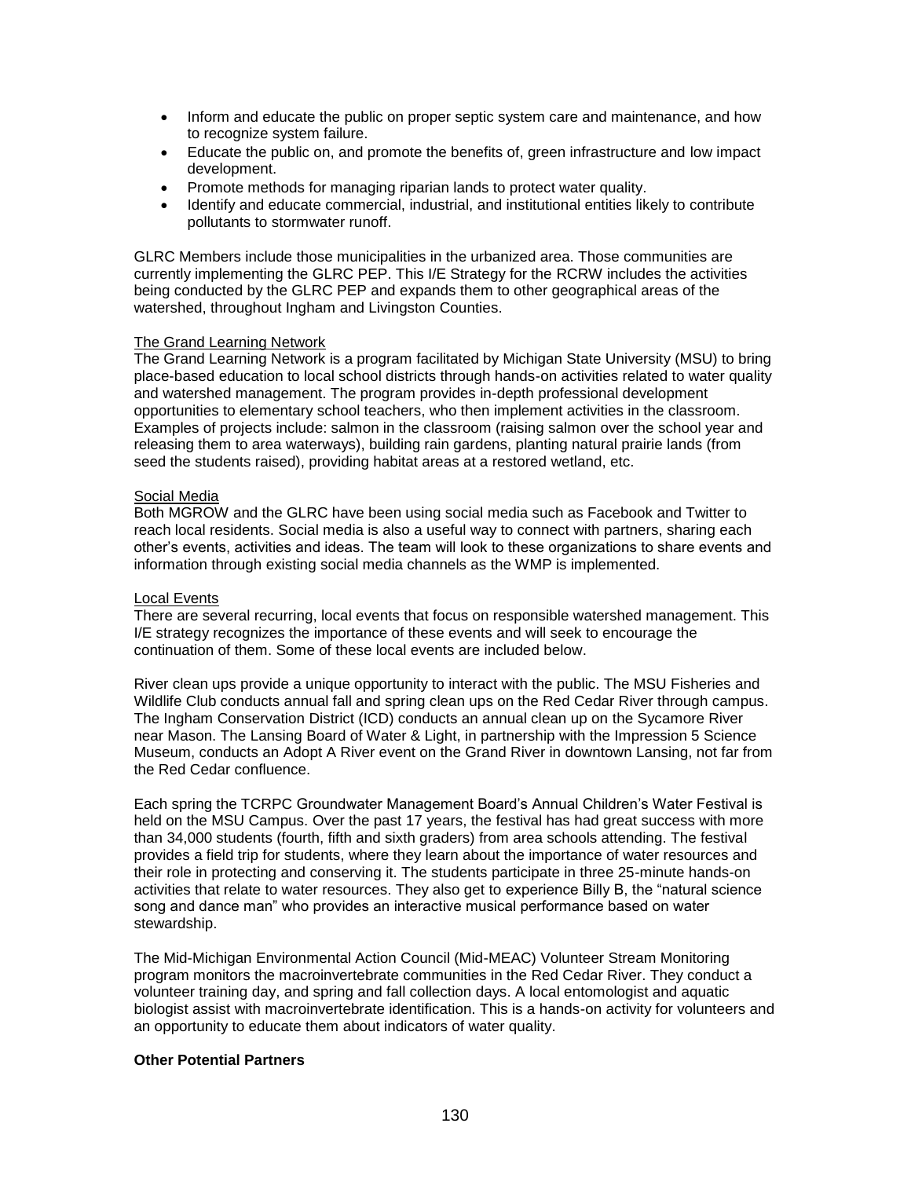- Inform and educate the public on proper septic system care and maintenance, and how to recognize system failure.
- Educate the public on, and promote the benefits of, green infrastructure and low impact development.
- Promote methods for managing riparian lands to protect water quality.
- Identify and educate commercial, industrial, and institutional entities likely to contribute pollutants to stormwater runoff.

GLRC Members include those municipalities in the urbanized area. Those communities are currently implementing the GLRC PEP. This I/E Strategy for the RCRW includes the activities being conducted by the GLRC PEP and expands them to other geographical areas of the watershed, throughout Ingham and Livingston Counties.

The Grand Learning Network

The Grand Learning Network is a program facilitated by Michigan State University (MSU) to bring place-based education to local school districts through hands-on activities related to water quality and watershed management. The program provides in-depth professional development opportunities to elementary school teachers, who then implement activities in the classroom. Examples of projects include: salmon in the classroom (raising salmon over the school year and releasing them to area waterways), building rain gardens, planting natural prairie lands (from seed the students raised), providing habitat areas at a restored wetland, etc.

Social Media

Both MGROW and the GLRC have been using social media such as Facebook and Twitter to reach local residents. Social media is also a useful way to connect with partners, sharing each other's events, activities and ideas. The team will look to these organizations to share events and information through existing social media channels as the WMP is implemented.

Local Events

There are several recurring, local events that focus on responsible watershed management. This I/E strategy recognizes the importance of these events and will seek to encourage the continuation of them. Some of these local events are included below.

River clean ups provide a unique opportunity to interact with the public. The MSU Fisheries and Wildlife Club conducts annual fall and spring clean ups on the Red Cedar River through campus. The Ingham Conservation District (ICD) conducts an annual clean up on the Sycamore River near Mason. The Lansing Board of Water & Light, in partnership with the Impression 5 Science Museum, conducts an Adopt A River event on the Grand River in downtown Lansing, not far from the Red Cedar confluence.

Each spring the TCRPC Groundwater Management Board's Annual Children's Water Festival is held on the MSU Campus. Over the past 17 years, the festival has had great success with more than 34,000 students (fourth, fifth and sixth graders) from area schools attending. The festival provides a field trip for students, where they learn about the importance of water resources and their role in protecting and conserving it. The students participate in three 25-minute hands-on activities that relate to water resources. They also get to experience Billy B, the "natural science song and dance man" who provides an interactive musical performance based on water stewardship.

The Mid-Michigan Environmental Action Council (Mid-MEAC) Volunteer Stream Monitoring program monitors the macroinvertebrate communities in the Red Cedar River. They conduct a volunteer training day, and spring and fall collection days. A local entomologist and aquatic biologist assist with macroinvertebrate identification. This is a hands-on activity for volunteers and an opportunity to educate them about indicators of water quality.

**Other Potential Partners**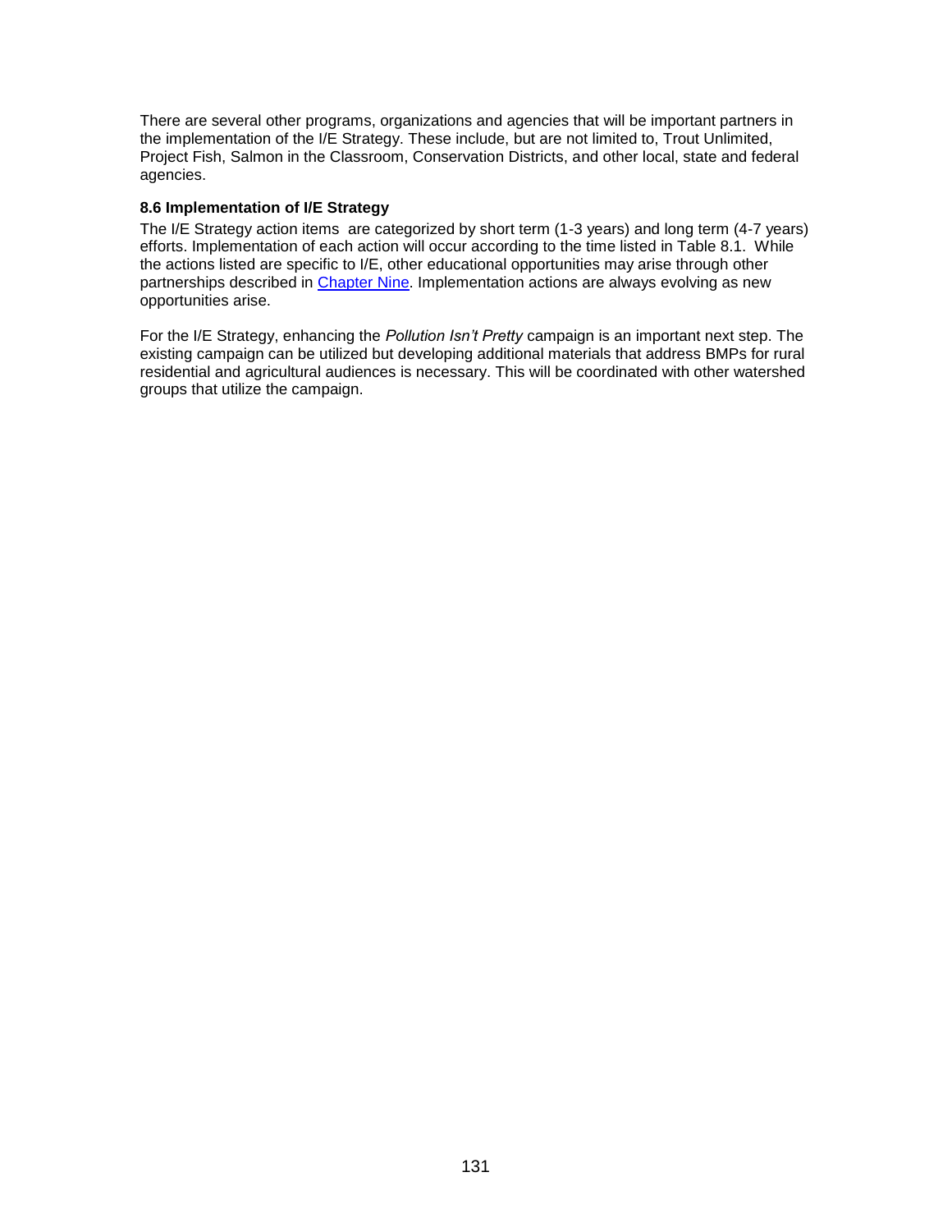There are several other programs, organizations and agencies that will be important partners in the implementation of the I/E Strategy. These include, but are not limited to, Trout Unlimited, Project Fish, Salmon in the Classroom, Conservation Districts, and other local, state and federal agencies.

### 8.6 Implementation of I/E Strategy

The I/E Strategy action items are categorized by short term (1-3 years) and long term (4-7 years) efforts. Implementation of each action will occur according to the time listed in Table 8.1. While the actions listed are specific to I/E, other educational opportunities may arise through other partnerships described in Chapter Nine. Implementation actions are always evolving as new opportunities arise.

For the I/E Strategy, enhancing the *Pollution Isn't Pretty* campaign is an important next step. The existing campaign can be utilized but developing additional materials that address BMPs for rural residential and agricultural audiences is necessary. This will be coordinated with other watershed groups that utilize the campaign.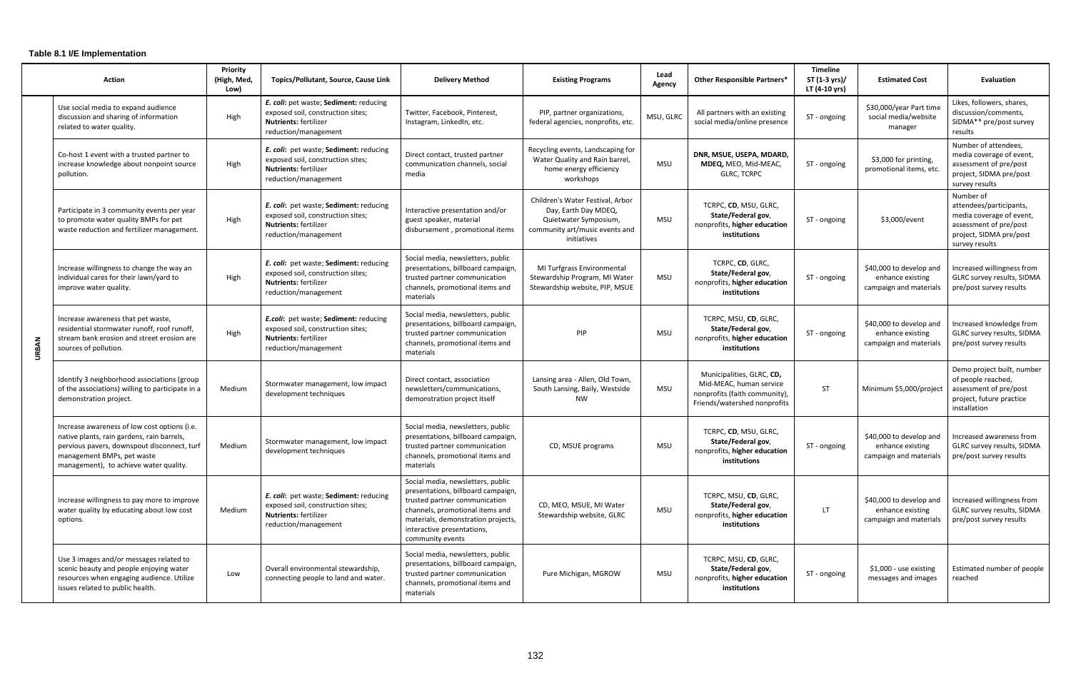**Table 8.1 I/E Implementation**

| | Action | Priority (High, Med, Low) | Topics/Pollutant, Source, Cause Link | Delivery Method | Existing Programs | Lead Agency | Other Responsible Partners* | Timeline ST (1-3 yrs)/ LT (4-10 yrs) | Estimated Cost | Evaluation |
|---|---|---|---|---|---|---|---|---|---|---|
| URBAN | Use social media to expand audience discussion and sharing of information related to water quality. | High | ***E. coli***: pet waste; **Sediment:** reducing exposed soil, construction sites; **Nutrients:** fertilizer reduction/management | Twitter, Facebook, Pinterest, Instagram, LinkedIn, etc. | PIP, partner organizations, federal agencies, nonprofits, etc. | MSU, GLRC | All partners with an existing social media/online presence | ST - ongoing | $30,000/year Part time social media/website manager | Likes, followers, shares, discussion/comments, SIDMA** pre/post survey results |
| | Co-host 1 event with a trusted partner to increase knowledge about nonpoint source pollution. | High | ***E. coli***: pet waste; **Sediment:** reducing exposed soil, construction sites; **Nutrients:** fertilizer reduction/management | Direct contact, trusted partner communication channels, social media | Recycling events, Landscaping for Water Quality and Rain barrel, home energy efficiency workshops | MSU | **DNR, MSUE, USEPA, MDARD, MDEQ,** MEO, Mid-MEAC, GLRC, TCRPC | ST - ongoing | $3,000 for printing, promotional items, etc. | Number of attendees, media coverage of event, assessment of pre/post project, SIDMA pre/post survey results |
| | Participate in 3 community events per year to promote water quality BMPs for pet waste reduction and fertilizer management. | High | ***E. coli***: pet waste; **Sediment:** reducing exposed soil, construction sites; **Nutrients:** fertilizer reduction/management | Interactive presentation and/or guest speaker, material disbursement , promotional items | Children's Water Festival, Arbor Day, Earth Day MDEQ, Quietwater Symposium, community art/music events and initiatives | MSU | TCRPC, **CD**, MSU, GLRC, **State/Federal gov**, nonprofits, **higher education institutions** | ST - ongoing | $3,000/event | Number of attendees/participants, media coverage of event, assessment of pre/post project, SIDMA pre/post survey results |
| | Increase willingness to change the way an individual cares for their lawn/yard to improve water quality. | High | ***E. coli***: pet waste; **Sediment:** reducing exposed soil, construction sites; **Nutrients:** fertilizer reduction/management | Social media, newsletters, public presentations, billboard campaign, trusted partner communication channels, promotional items and materials | MI Turfgrass Environmental Stewardship Program, MI Water Stewardship website, PIP, MSUE | MSU | TCRPC, **CD**, GLRC, **State/Federal gov**, nonprofits, **higher education institutions** | ST - ongoing | $40,000 to develop and enhance existing campaign and materials | Increased willingness from GLRC survey results, SIDMA pre/post survey results |
| | Increase awareness that pet waste, residential stormwater runoff, roof runoff, stream bank erosion and street erosion are sources of pollution. | High | ***E.coli***: pet waste; **Sediment:** reducing exposed soil, construction sites; **Nutrients:** fertilizer reduction/management | Social media, newsletters, public presentations, billboard campaign, trusted partner communication channels, promotional items and materials | PIP | MSU | TCRPC, MSU, **CD**, GLRC, **State/Federal gov**, nonprofits, **higher education institutions** | ST - ongoing | $40,000 to develop and enhance existing campaign and materials | Increased knowledge from GLRC survey results, SIDMA pre/post survey results |
| | Identify 3 neighborhood associations (group of the associations) willing to participate in a demonstration project. | Medium | Stormwater management, low impact development techniques | Direct contact, association newsletters/communications, demonstration project itself | Lansing area - Allen, Old Town, South Lansing, Baily, Westside NW | MSU | Municipalities, GLRC, **CD,** Mid-MEAC, human service nonprofits (faith community), Friends/watershed nonprofits | ST | Minimum $5,000/project | Demo project built, number of people reached, assessment of pre/post project, future practice installation |
| | Increase awareness of low cost options (i.e. native plants, rain gardens, rain barrels, pervious pavers, downspout disconnect, turf management BMPs, pet waste management), to achieve water quality. | Medium | Stormwater management, low impact development techniques | Social media, newsletters, public presentations, billboard campaign, trusted partner communication channels, promotional items and materials | CD, MSUE programs | MSU | TCRPC, **CD**, MSU, GLRC, **State/Federal gov**, nonprofits, **higher education institutions** | ST - ongoing | $40,000 to develop and enhance existing campaign and materials | Increased awareness from GLRC survey results, SIDMA pre/post survey results |
| | Increase willingness to pay more to improve water quality by educating about low cost options. | Medium | ***E. coli***: pet waste; **Sediment:** reducing exposed soil, construction sites; **Nutrients:** fertilizer reduction/management | Social media, newsletters, public presentations, billboard campaign, trusted partner communication channels, promotional items and materials, demonstration projects, interactive presentations, community events | CD, MEO, MSUE, MI Water Stewardship website, GLRC | MSU | TCRPC, MSU, **CD**, GLRC, **State/Federal gov**, nonprofits, **higher education institutions** | LT | $40,000 to develop and enhance existing campaign and materials | Increased willingness from GLRC survey results, SIDMA pre/post survey results |
| | Use 3 images and/or messages related to scenic beauty and people enjoying water resources when engaging audience. Utilize issues related to public health. | Low | Overall environmental stewardship, connecting people to land and water. | Social media, newsletters, public presentations, billboard campaign, trusted partner communication channels, promotional items and materials | Pure Michigan, MGROW | MSU | TCRPC, MSU, **CD**, GLRC, **State/Federal gov**, nonprofits, **higher education institutions** | ST - ongoing | $1,000 - use existing messages and images | Estimated number of people reached |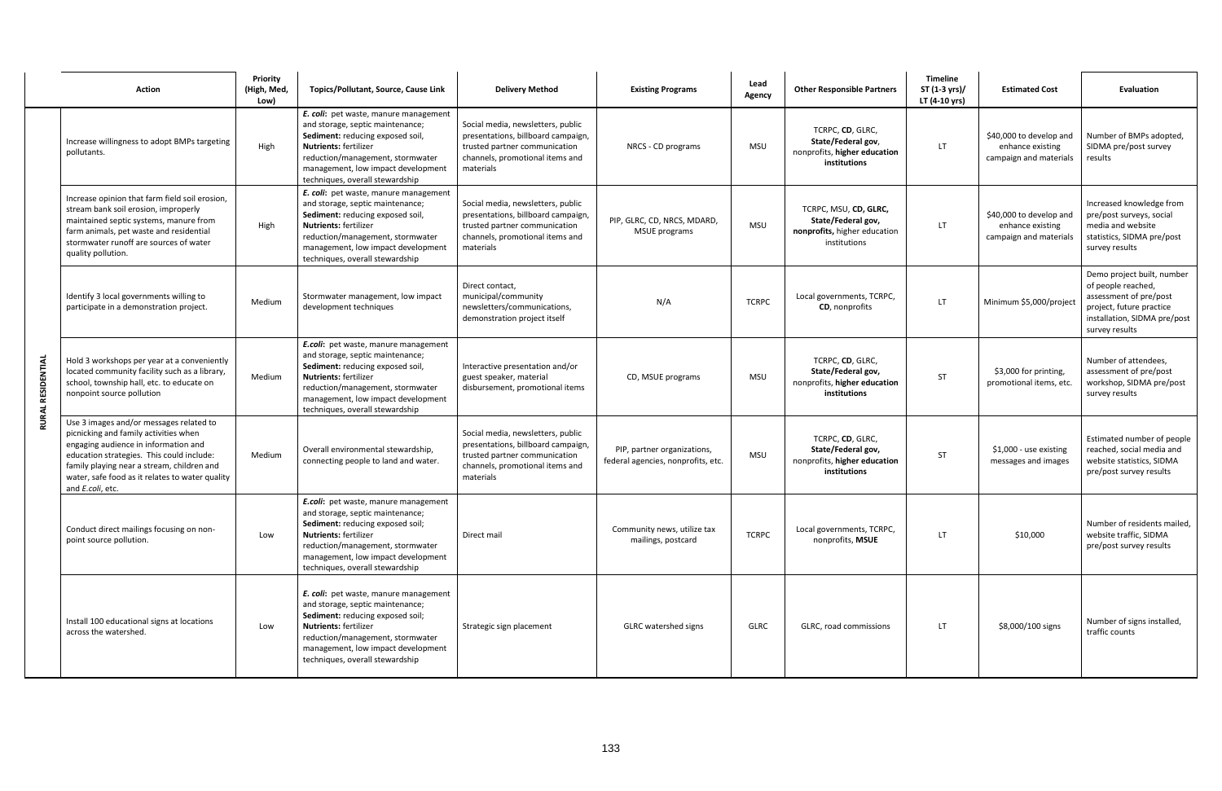| | Action | Priority (High, Med, Low) | Topics/Pollutant, Source, Cause Link | Delivery Method | Existing Programs | Lead Agency | Other Responsible Partners | Timeline ST (1-3 yrs)/ LT (4-10 yrs) | Estimated Cost | Evaluation |
|---|---|---|---|---|---|---|---|---|---|---|
| **RURAL RESIDENTIAL** | Increase willingness to adopt BMPs targeting pollutants. | High | ***E. coli***: pet waste, manure management and storage, septic maintenance; **Sediment:** reducing exposed soil, **Nutrients:** fertilizer reduction/management, stormwater management, low impact development techniques, overall stewardship | Social media, newsletters, public presentations, billboard campaign, trusted partner communication channels, promotional items and materials | NRCS - CD programs | MSU | TCRPC, **CD**, GLRC, **State/Federal gov**, nonprofits, **higher education institutions** | LT | $40,000 to develop and enhance existing campaign and materials | Number of BMPs adopted, SIDMA pre/post survey results |
| | Increase opinion that farm field soil erosion, stream bank soil erosion, improperly maintained septic systems, manure from farm animals, pet waste and residential stormwater runoff are sources of water quality pollution. | High | ***E. coli***: pet waste, manure management and storage, septic maintenance; **Sediment:** reducing exposed soil, **Nutrients:** fertilizer reduction/management, stormwater management, low impact development techniques, overall stewardship | Social media, newsletters, public presentations, billboard campaign, trusted partner communication channels, promotional items and materials | PIP, GLRC, CD, NRCS, MDARD, MSUE programs | MSU | TCRPC, MSU, **CD, GLRC, State/Federal gov, nonprofits,** higher education institutions | LT | $40,000 to develop and enhance existing campaign and materials | Increased knowledge from pre/post surveys, social media and website statistics, SIDMA pre/post survey results |
| | Identify 3 local governments willing to participate in a demonstration project. | Medium | Stormwater management, low impact development techniques | Direct contact, municipal/community newsletters/communications, demonstration project itself | N/A | TCRPC | Local governments, TCRPC, **CD**, nonprofits | LT | Minimum $5,000/project | Demo project built, number of people reached, assessment of pre/post project, future practice installation, SIDMA pre/post survey results |
| | Hold 3 workshops per year at a conveniently located community facility such as a library, school, township hall, etc. to educate on nonpoint source pollution | Medium | ***E.coli***: pet waste, manure management and storage, septic maintenance; **Sediment:** reducing exposed soil, **Nutrients:** fertilizer reduction/management, stormwater management, low impact development techniques, overall stewardship | Interactive presentation and/or guest speaker, material disbursement, promotional items | CD, MSUE programs | MSU | TCRPC, **CD**, GLRC, **State/Federal gov**, nonprofits, **higher education institutions** | ST | $3,000 for printing, promotional items, etc. | Number of attendees, assessment of pre/post workshop, SIDMA pre/post survey results |
| | Use 3 images and/or messages related to picnicking and family activities when engaging audience in information and education strategies. This could include: family playing near a stream, children and water, safe food as it relates to water quality and *E.coli*, etc. | Medium | Overall environmental stewardship, connecting people to land and water. | Social media, newsletters, public presentations, billboard campaign, trusted partner communication channels, promotional items and materials | PIP, partner organizations, federal agencies, nonprofits, etc. | MSU | TCRPC, **CD**, GLRC, **State/Federal gov**, nonprofits, **higher education institutions** | ST | $1,000 - use existing messages and images | Estimated number of people reached, social media and website statistics, SIDMA pre/post survey results |
| | Conduct direct mailings focusing on non-point source pollution. | Low | ***E.coli***: pet waste, manure management and storage, septic maintenance; **Sediment:** reducing exposed soil; **Nutrients:** fertilizer reduction/management, stormwater management, low impact development techniques, overall stewardship | Direct mail | Community news, utilize tax mailings, postcard | TCRPC | Local governments, TCRPC, nonprofits, **MSUE** | LT | $10,000 | Number of residents mailed, website traffic, SIDMA pre/post survey results |
| | Install 100 educational signs at locations across the watershed. | Low | ***E. coli***: pet waste, manure management and storage, septic maintenance; **Sediment:** reducing exposed soil; **Nutrients:** fertilizer reduction/management, stormwater management, low impact development techniques, overall stewardship | Strategic sign placement | GLRC watershed signs | GLRC | GLRC, road commissions | LT | $8,000/100 signs | Number of signs installed, traffic counts |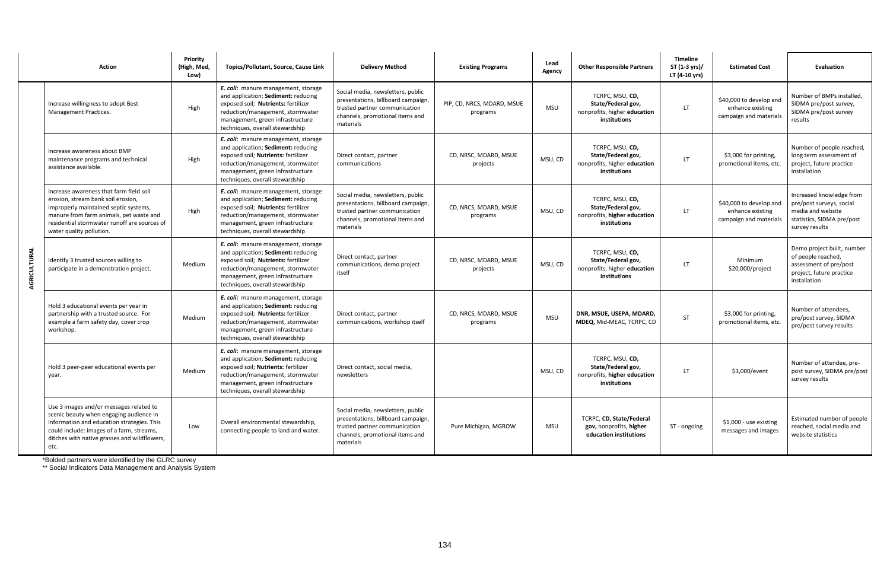| | Action | Priority (High, Med, Low) | Topics/Pollutant, Source, Cause Link | Delivery Method | Existing Programs | Lead Agency | Other Responsible Partners | Timeline ST (1-3 yrs)/ LT (4-10 yrs) | Estimated Cost | Evaluation |
|---|---|---|---|---|---|---|---|---|---|---|
| **AGRICULTURAL** | Increase willingness to adopt Best Management Practices. | High | ***E. coli*:** manure management, storage and application; **Sediment:** reducing exposed soil; **Nutrients:** fertilizer reduction/management, stormwater management, green infrastructure techniques, overall stewardship | Social media, newsletters, public presentations, billboard campaign, trusted partner communication channels, promotional items and materials | PIP, CD, NRCS, MDARD, MSUE programs | MSU | TCRPC, MSU, **CD, State/Federal gov,** nonprofits, higher **education institutions** | LT | $40,000 to develop and enhance existing campaign and materials | Number of BMPs installed, SIDMA pre/post survey, SIDMA pre/post survey results |
| | Increase awareness about BMP maintenance programs and technical assistance available. | High | ***E. coli*:** manure management, storage and application; **Sediment:** reducing exposed soil; **Nutrients:** fertilizer reduction/management, stormwater management, green infrastructure techniques, overall stewardship | Direct contact, partner communications | CD, NRSC, MDARD, MSUE projects | MSU, CD | TCRPC, MSU, **CD, State/Federal gov,** nonprofits, higher **education institutions** | LT | $3,000 for printing, promotional items, etc. | Number of people reached, long term assessment of project, future practice installation |
| | Increase awareness that farm field soil erosion, stream bank soil erosion, improperly maintained septic systems, manure from farm animals, pet waste and residential stormwater runoff are sources of water quality pollution. | High | ***E. coli*:** manure management, storage and application; **Sediment:** reducing exposed soil; **Nutrients:** fertilizer reduction/management, stormwater management, green infrastructure techniques, overall stewardship | Social media, newsletters, public presentations, billboard campaign, trusted partner communication channels, promotional items and materials | CD, NRCS, MDARD, MSUE programs | MSU, CD | TCRPC, MSU, **CD, State/Federal gov,** nonprofits, **higher education institutions** | LT | $40,000 to develop and enhance existing campaign and materials | Increased knowledge from pre/post surveys, social media and website statistics, SIDMA pre/post survey results |
| | Identify 3 trusted sources willing to participate in a demonstration project. | Medium | ***E. coli*:** manure management, storage and application; **Sediment:** reducing exposed soil; **Nutrients:** fertilizer reduction/management, stormwater management, green infrastructure techniques, overall stewardship | Direct contact, partner communications, demo project itself | CD, NRSC, MDARD, MSUE projects | MSU, CD | TCRPC, MSU, **CD, State/Federal gov,** nonprofits, higher **education institutions** | LT | Minimum $20,000/project | Demo project built, number of people reached, assessment of pre/post project, future practice installation |
| | Hold 3 educational events per year in partnership with a trusted source. For example a farm safety day, cover crop workshop. | Medium | ***E. coli*:** manure management, storage and application**; Sediment:** reducing exposed soil; **Nutrients:** fertilizer reduction/management, stormwater management, green infrastructure techniques, overall stewardship | Direct contact, partner communications, workshop itself | CD, NRCS, MDARD, MSUE programs | MSU | **DNR, MSUE, USEPA, MDARD, MDEQ,** Mid-MEAC, TCRPC, CD | ST | $3,000 for printing, promotional items, etc. | Number of attendees, pre/post survey, SIDMA pre/post survey results |
| | Hold 3 peer-peer educational events per year. | Medium | ***E. coli*:** manure management, storage and application; **Sediment:** reducing exposed soil; **Nutrients:** fertilizer reduction/management, stormwater management, green infrastructure techniques, overall stewardship | Direct contact, social media, newsletters | | MSU, CD | TCRPC, MSU, **CD, State/Federal gov,** nonprofits, **higher education institutions** | LT | $3,000/event | Number of attendee, pre-post survey, SIDMA pre/post survey results |
| | Use 3 images and/or messages related to scenic beauty when engaging audience in information and education strategies. This could include: images of a farm, streams, ditches with native grasses and wildflowers, etc. | Low | Overall environmental stewardship, connecting people to land and water. | Social media, newsletters, public presentations, billboard campaign, trusted partner communication channels, promotional items and materials | Pure Michigan, MGROW | MSU | TCRPC, **CD, State/Federal gov,** nonprofits, **higher education institutions** | ST - ongoing | $1,000 - use existing messages and images | Estimated number of people reached, social media and website statistics |

*Bolded partners were identified by the GLRC survey

** Social Indicators Data Management and Analysis System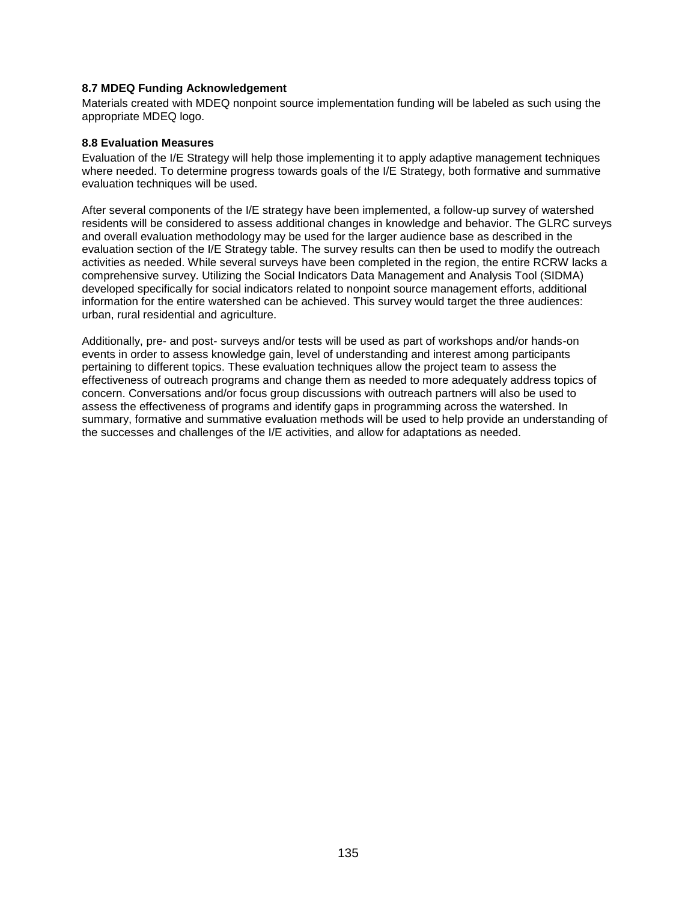### 8.7 MDEQ Funding Acknowledgement

Materials created with MDEQ nonpoint source implementation funding will be labeled as such using the appropriate MDEQ logo.

### 8.8 Evaluation Measures

Evaluation of the I/E Strategy will help those implementing it to apply adaptive management techniques where needed. To determine progress towards goals of the I/E Strategy, both formative and summative evaluation techniques will be used.

After several components of the I/E strategy have been implemented, a follow-up survey of watershed residents will be considered to assess additional changes in knowledge and behavior. The GLRC surveys and overall evaluation methodology may be used for the larger audience base as described in the evaluation section of the I/E Strategy table. The survey results can then be used to modify the outreach activities as needed. While several surveys have been completed in the region, the entire RCRW lacks a comprehensive survey. Utilizing the Social Indicators Data Management and Analysis Tool (SIDMA) developed specifically for social indicators related to nonpoint source management efforts, additional information for the entire watershed can be achieved. This survey would target the three audiences: urban, rural residential and agriculture.

Additionally, pre- and post- surveys and/or tests will be used as part of workshops and/or hands-on events in order to assess knowledge gain, level of understanding and interest among participants pertaining to different topics. These evaluation techniques allow the project team to assess the effectiveness of outreach programs and change them as needed to more adequately address topics of concern. Conversations and/or focus group discussions with outreach partners will also be used to assess the effectiveness of programs and identify gaps in programming across the watershed. In summary, formative and summative evaluation methods will be used to help provide an understanding of the successes and challenges of the I/E activities, and allow for adaptations as needed.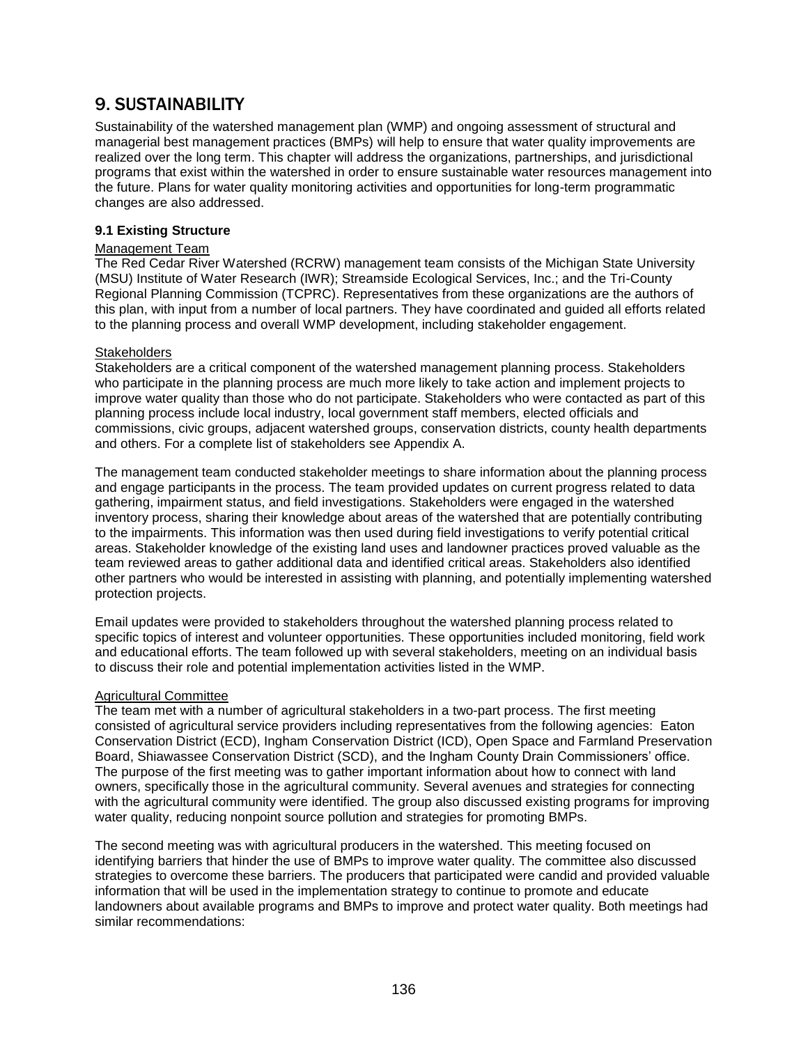# 9. SUSTAINABILITY

Sustainability of the watershed management plan (WMP) and ongoing assessment of structural and managerial best management practices (BMPs) will help to ensure that water quality improvements are realized over the long term. This chapter will address the organizations, partnerships, and jurisdictional programs that exist within the watershed in order to ensure sustainable water resources management into the future. Plans for water quality monitoring activities and opportunities for long-term programmatic changes are also addressed.

### 9.1 Existing Structure

<u>Management Team</u>

The Red Cedar River Watershed (RCRW) management team consists of the Michigan State University (MSU) Institute of Water Research (IWR); Streamside Ecological Services, Inc.; and the Tri-County Regional Planning Commission (TCPRC). Representatives from these organizations are the authors of this plan, with input from a number of local partners. They have coordinated and guided all efforts related to the planning process and overall WMP development, including stakeholder engagement.

<u>Stakeholders</u>

Stakeholders are a critical component of the watershed management planning process. Stakeholders who participate in the planning process are much more likely to take action and implement projects to improve water quality than those who do not participate. Stakeholders who were contacted as part of this planning process include local industry, local government staff members, elected officials and commissions, civic groups, adjacent watershed groups, conservation districts, county health departments and others. For a complete list of stakeholders see Appendix A.

The management team conducted stakeholder meetings to share information about the planning process and engage participants in the process. The team provided updates on current progress related to data gathering, impairment status, and field investigations. Stakeholders were engaged in the watershed inventory process, sharing their knowledge about areas of the watershed that are potentially contributing to the impairments. This information was then used during field investigations to verify potential critical areas. Stakeholder knowledge of the existing land uses and landowner practices proved valuable as the team reviewed areas to gather additional data and identified critical areas. Stakeholders also identified other partners who would be interested in assisting with planning, and potentially implementing watershed protection projects.

Email updates were provided to stakeholders throughout the watershed planning process related to specific topics of interest and volunteer opportunities. These opportunities included monitoring, field work and educational efforts. The team followed up with several stakeholders, meeting on an individual basis to discuss their role and potential implementation activities listed in the WMP.

<u>Agricultural Committee</u>

The team met with a number of agricultural stakeholders in a two-part process. The first meeting consisted of agricultural service providers including representatives from the following agencies: Eaton Conservation District (ECD), Ingham Conservation District (ICD), Open Space and Farmland Preservation Board, Shiawassee Conservation District (SCD), and the Ingham County Drain Commissioners' office. The purpose of the first meeting was to gather important information about how to connect with land owners, specifically those in the agricultural community. Several avenues and strategies for connecting with the agricultural community were identified. The group also discussed existing programs for improving water quality, reducing nonpoint source pollution and strategies for promoting BMPs.

The second meeting was with agricultural producers in the watershed. This meeting focused on identifying barriers that hinder the use of BMPs to improve water quality. The committee also discussed strategies to overcome these barriers. The producers that participated were candid and provided valuable information that will be used in the implementation strategy to continue to promote and educate landowners about available programs and BMPs to improve and protect water quality. Both meetings had similar recommendations: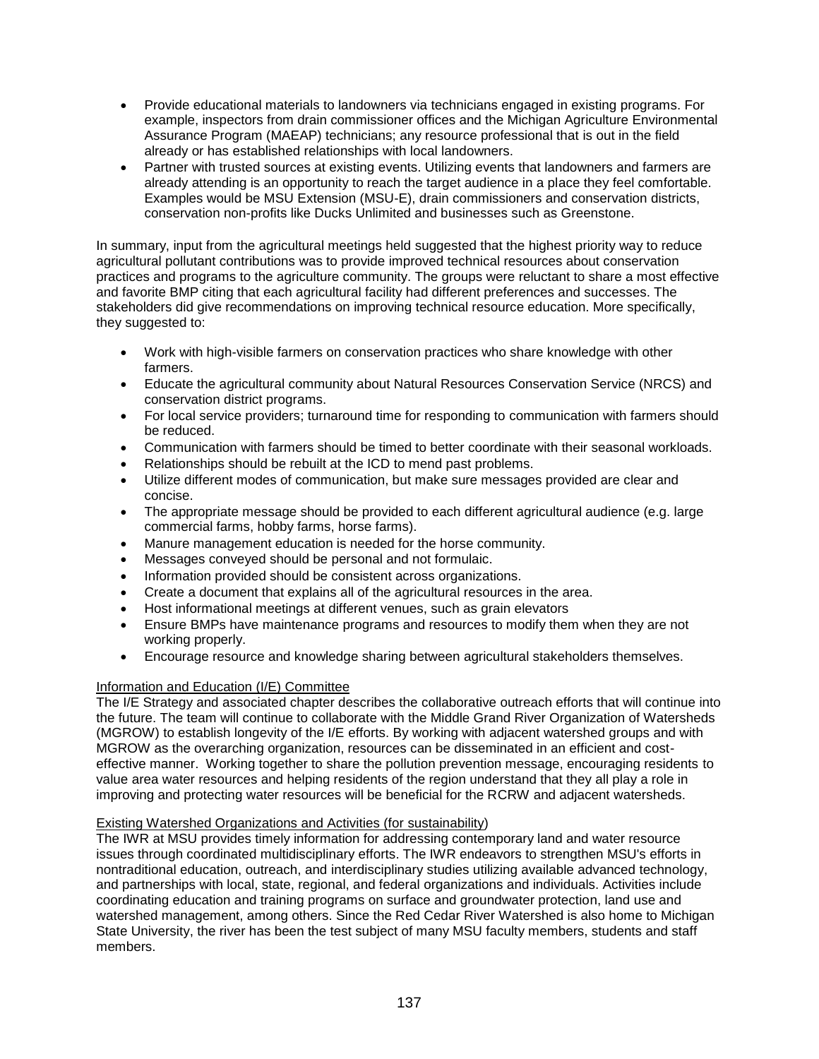- Provide educational materials to landowners via technicians engaged in existing programs. For example, inspectors from drain commissioner offices and the Michigan Agriculture Environmental Assurance Program (MAEAP) technicians; any resource professional that is out in the field already or has established relationships with local landowners.
- Partner with trusted sources at existing events. Utilizing events that landowners and farmers are already attending is an opportunity to reach the target audience in a place they feel comfortable. Examples would be MSU Extension (MSU-E), drain commissioners and conservation districts, conservation non-profits like Ducks Unlimited and businesses such as Greenstone.

In summary, input from the agricultural meetings held suggested that the highest priority way to reduce agricultural pollutant contributions was to provide improved technical resources about conservation practices and programs to the agriculture community. The groups were reluctant to share a most effective and favorite BMP citing that each agricultural facility had different preferences and successes. The stakeholders did give recommendations on improving technical resource education. More specifically, they suggested to:

- Work with high-visible farmers on conservation practices who share knowledge with other farmers.
- Educate the agricultural community about Natural Resources Conservation Service (NRCS) and conservation district programs.
- For local service providers; turnaround time for responding to communication with farmers should be reduced.
- Communication with farmers should be timed to better coordinate with their seasonal workloads.
- Relationships should be rebuilt at the ICD to mend past problems.
- Utilize different modes of communication, but make sure messages provided are clear and concise.
- The appropriate message should be provided to each different agricultural audience (e.g. large commercial farms, hobby farms, horse farms).
- Manure management education is needed for the horse community.
- Messages conveyed should be personal and not formulaic.
- Information provided should be consistent across organizations.
- Create a document that explains all of the agricultural resources in the area.
- Host informational meetings at different venues, such as grain elevators
- Ensure BMPs have maintenance programs and resources to modify them when they are not working properly.
- Encourage resource and knowledge sharing between agricultural stakeholders themselves.

<u>Information and Education (I/E) Committee</u>

The I/E Strategy and associated chapter describes the collaborative outreach efforts that will continue into the future. The team will continue to collaborate with the Middle Grand River Organization of Watersheds (MGROW) to establish longevity of the I/E efforts. By working with adjacent watershed groups and with MGROW as the overarching organization, resources can be disseminated in an efficient and cost-effective manner. Working together to share the pollution prevention message, encouraging residents to value area water resources and helping residents of the region understand that they all play a role in improving and protecting water resources will be beneficial for the RCRW and adjacent watersheds.

<u>Existing Watershed Organizations and Activities (for sustainability)</u>

The IWR at MSU provides timely information for addressing contemporary land and water resource issues through coordinated multidisciplinary efforts. The IWR endeavors to strengthen MSU's efforts in nontraditional education, outreach, and interdisciplinary studies utilizing available advanced technology, and partnerships with local, state, regional, and federal organizations and individuals. Activities include coordinating education and training programs on surface and groundwater protection, land use and watershed management, among others. Since the Red Cedar River Watershed is also home to Michigan State University, the river has been the test subject of many MSU faculty members, students and staff members.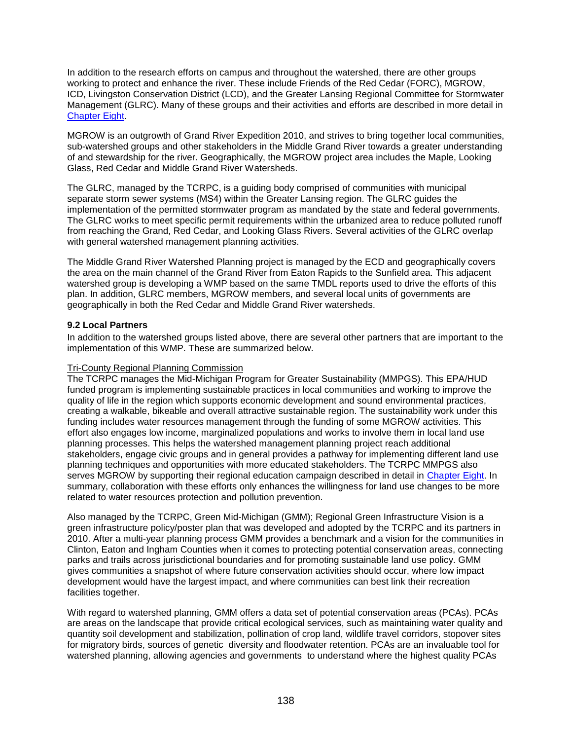In addition to the research efforts on campus and throughout the watershed, there are other groups working to protect and enhance the river. These include Friends of the Red Cedar (FORC), MGROW, ICD, Livingston Conservation District (LCD), and the Greater Lansing Regional Committee for Stormwater Management (GLRC). Many of these groups and their activities and efforts are described in more detail in Chapter Eight.

MGROW is an outgrowth of Grand River Expedition 2010, and strives to bring together local communities, sub-watershed groups and other stakeholders in the Middle Grand River towards a greater understanding of and stewardship for the river. Geographically, the MGROW project area includes the Maple, Looking Glass, Red Cedar and Middle Grand River Watersheds.

The GLRC, managed by the TCRPC, is a guiding body comprised of communities with municipal separate storm sewer systems (MS4) within the Greater Lansing region. The GLRC guides the implementation of the permitted stormwater program as mandated by the state and federal governments. The GLRC works to meet specific permit requirements within the urbanized area to reduce polluted runoff from reaching the Grand, Red Cedar, and Looking Glass Rivers. Several activities of the GLRC overlap with general watershed management planning activities.

The Middle Grand River Watershed Planning project is managed by the ECD and geographically covers the area on the main channel of the Grand River from Eaton Rapids to the Sunfield area. This adjacent watershed group is developing a WMP based on the same TMDL reports used to drive the efforts of this plan. In addition, GLRC members, MGROW members, and several local units of governments are geographically in both the Red Cedar and Middle Grand River watersheds.

### 9.2 Local Partners

In addition to the watershed groups listed above, there are several other partners that are important to the implementation of this WMP. These are summarized below.

Tri-County Regional Planning Commission

The TCRPC manages the Mid-Michigan Program for Greater Sustainability (MMPGS). This EPA/HUD funded program is implementing sustainable practices in local communities and working to improve the quality of life in the region which supports economic development and sound environmental practices, creating a walkable, bikeable and overall attractive sustainable region. The sustainability work under this funding includes water resources management through the funding of some MGROW activities. This effort also engages low income, marginalized populations and works to involve them in local land use planning processes. This helps the watershed management planning project reach additional stakeholders, engage civic groups and in general provides a pathway for implementing different land use planning techniques and opportunities with more educated stakeholders. The TCRPC MMPGS also serves MGROW by supporting their regional education campaign described in detail in Chapter Eight. In summary, collaboration with these efforts only enhances the willingness for land use changes to be more related to water resources protection and pollution prevention.

Also managed by the TCRPC, Green Mid-Michigan (GMM); Regional Green Infrastructure Vision is a green infrastructure policy/poster plan that was developed and adopted by the TCRPC and its partners in 2010. After a multi-year planning process GMM provides a benchmark and a vision for the communities in Clinton, Eaton and Ingham Counties when it comes to protecting potential conservation areas, connecting parks and trails across jurisdictional boundaries and for promoting sustainable land use policy. GMM gives communities a snapshot of where future conservation activities should occur, where low impact development would have the largest impact, and where communities can best link their recreation facilities together.

With regard to watershed planning, GMM offers a data set of potential conservation areas (PCAs). PCAs are areas on the landscape that provide critical ecological services, such as maintaining water quality and quantity soil development and stabilization, pollination of crop land, wildlife travel corridors, stopover sites for migratory birds, sources of genetic diversity and floodwater retention. PCAs are an invaluable tool for watershed planning, allowing agencies and governments to understand where the highest quality PCAs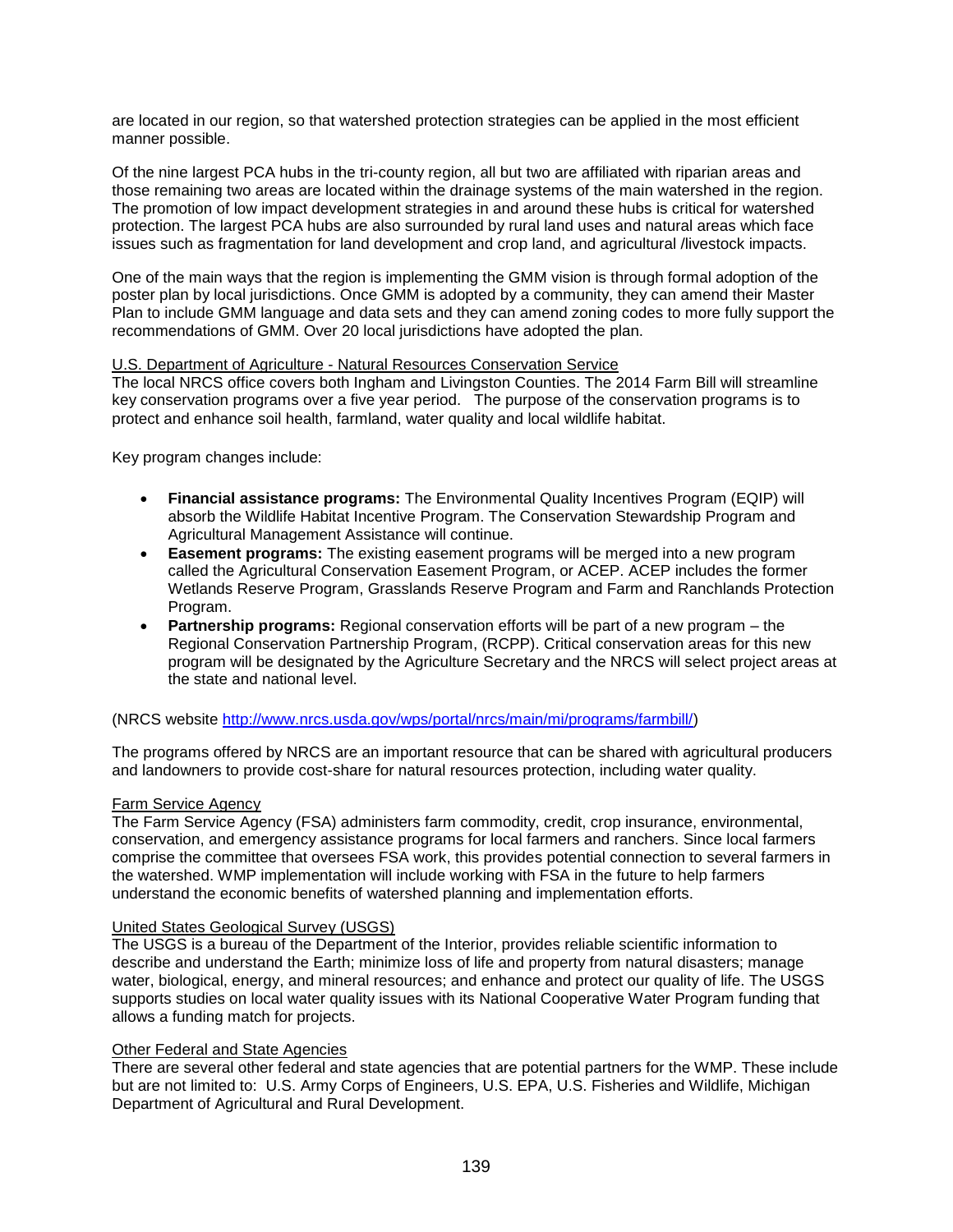are located in our region, so that watershed protection strategies can be applied in the most efficient manner possible.

Of the nine largest PCA hubs in the tri-county region, all but two are affiliated with riparian areas and those remaining two areas are located within the drainage systems of the main watershed in the region. The promotion of low impact development strategies in and around these hubs is critical for watershed protection. The largest PCA hubs are also surrounded by rural land uses and natural areas which face issues such as fragmentation for land development and crop land, and agricultural /livestock impacts.

One of the main ways that the region is implementing the GMM vision is through formal adoption of the poster plan by local jurisdictions. Once GMM is adopted by a community, they can amend their Master Plan to include GMM language and data sets and they can amend zoning codes to more fully support the recommendations of GMM. Over 20 local jurisdictions have adopted the plan.

<u>U.S. Department of Agriculture - Natural Resources Conservation Service</u>
The local NRCS office covers both Ingham and Livingston Counties. The 2014 Farm Bill will streamline key conservation programs over a five year period. The purpose of the conservation programs is to protect and enhance soil health, farmland, water quality and local wildlife habitat.

Key program changes include:

- **Financial assistance programs:** The Environmental Quality Incentives Program (EQIP) will absorb the Wildlife Habitat Incentive Program. The Conservation Stewardship Program and Agricultural Management Assistance will continue.
- **Easement programs:** The existing easement programs will be merged into a new program called the Agricultural Conservation Easement Program, or ACEP. ACEP includes the former Wetlands Reserve Program, Grasslands Reserve Program and Farm and Ranchlands Protection Program.
- **Partnership programs:** Regional conservation efforts will be part of a new program – the Regional Conservation Partnership Program, (RCPP). Critical conservation areas for this new program will be designated by the Agriculture Secretary and the NRCS will select project areas at the state and national level.

(NRCS website http://www.nrcs.usda.gov/wps/portal/nrcs/main/mi/programs/farmbill/)

The programs offered by NRCS are an important resource that can be shared with agricultural producers and landowners to provide cost-share for natural resources protection, including water quality.

<u>Farm Service Agency</u>
The Farm Service Agency (FSA) administers farm commodity, credit, crop insurance, environmental, conservation, and emergency assistance programs for local farmers and ranchers. Since local farmers comprise the committee that oversees FSA work, this provides potential connection to several farmers in the watershed. WMP implementation will include working with FSA in the future to help farmers understand the economic benefits of watershed planning and implementation efforts.

<u>United States Geological Survey (USGS)</u>
The USGS is a bureau of the Department of the Interior, provides reliable scientific information to describe and understand the Earth; minimize loss of life and property from natural disasters; manage water, biological, energy, and mineral resources; and enhance and protect our quality of life. The USGS supports studies on local water quality issues with its National Cooperative Water Program funding that allows a funding match for projects.

<u>Other Federal and State Agencies</u>
There are several other federal and state agencies that are potential partners for the WMP. These include but are not limited to: U.S. Army Corps of Engineers, U.S. EPA, U.S. Fisheries and Wildlife, Michigan Department of Agricultural and Rural Development.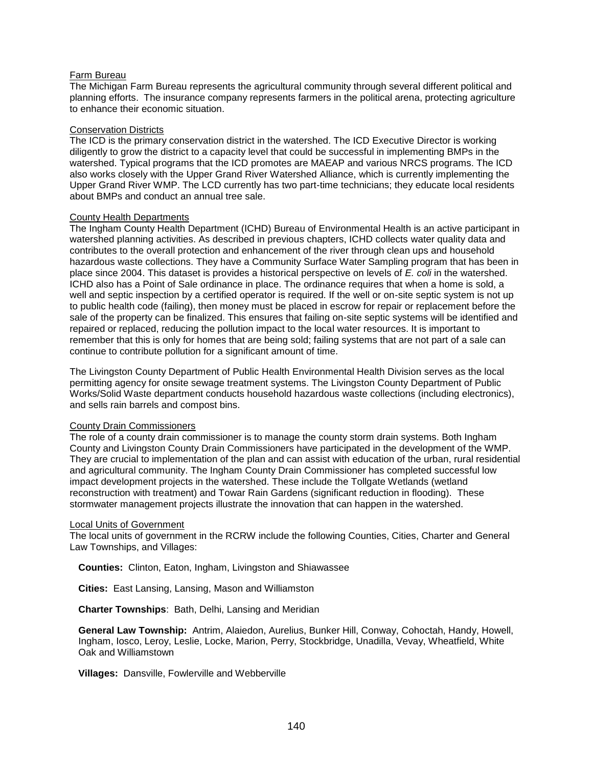<u>Farm Bureau</u>

The Michigan Farm Bureau represents the agricultural community through several different political and planning efforts. The insurance company represents farmers in the political arena, protecting agriculture to enhance their economic situation.

<u>Conservation Districts</u>

The ICD is the primary conservation district in the watershed. The ICD Executive Director is working diligently to grow the district to a capacity level that could be successful in implementing BMPs in the watershed. Typical programs that the ICD promotes are MAEAP and various NRCS programs. The ICD also works closely with the Upper Grand River Watershed Alliance, which is currently implementing the Upper Grand River WMP. The LCD currently has two part-time technicians; they educate local residents about BMPs and conduct an annual tree sale.

<u>County Health Departments</u>

The Ingham County Health Department (ICHD) Bureau of Environmental Health is an active participant in watershed planning activities. As described in previous chapters, ICHD collects water quality data and contributes to the overall protection and enhancement of the river through clean ups and household hazardous waste collections. They have a Community Surface Water Sampling program that has been in place since 2004. This dataset is provides a historical perspective on levels of *E. coli* in the watershed. ICHD also has a Point of Sale ordinance in place. The ordinance requires that when a home is sold, a well and septic inspection by a certified operator is required. If the well or on-site septic system is not up to public health code (failing), then money must be placed in escrow for repair or replacement before the sale of the property can be finalized. This ensures that failing on-site septic systems will be identified and repaired or replaced, reducing the pollution impact to the local water resources. It is important to remember that this is only for homes that are being sold; failing systems that are not part of a sale can continue to contribute pollution for a significant amount of time.

The Livingston County Department of Public Health Environmental Health Division serves as the local permitting agency for onsite sewage treatment systems. The Livingston County Department of Public Works/Solid Waste department conducts household hazardous waste collections (including electronics), and sells rain barrels and compost bins.

<u>County Drain Commissioners</u>

The role of a county drain commissioner is to manage the county storm drain systems. Both Ingham County and Livingston County Drain Commissioners have participated in the development of the WMP. They are crucial to implementation of the plan and can assist with education of the urban, rural residential and agricultural community. The Ingham County Drain Commissioner has completed successful low impact development projects in the watershed. These include the Tollgate Wetlands (wetland reconstruction with treatment) and Towar Rain Gardens (significant reduction in flooding). These stormwater management projects illustrate the innovation that can happen in the watershed.

<u>Local Units of Government</u>

The local units of government in the RCRW include the following Counties, Cities, Charter and General Law Townships, and Villages:

**Counties:** Clinton, Eaton, Ingham, Livingston and Shiawassee

**Cities:** East Lansing, Lansing, Mason and Williamston

**Charter Townships**: Bath, Delhi, Lansing and Meridian

**General Law Township:** Antrim, Alaiedon, Aurelius, Bunker Hill, Conway, Cohoctah, Handy, Howell, Ingham, Iosco, Leroy, Leslie, Locke, Marion, Perry, Stockbridge, Unadilla, Vevay, Wheatfield, White Oak and Williamstown

**Villages:** Dansville, Fowlerville and Webberville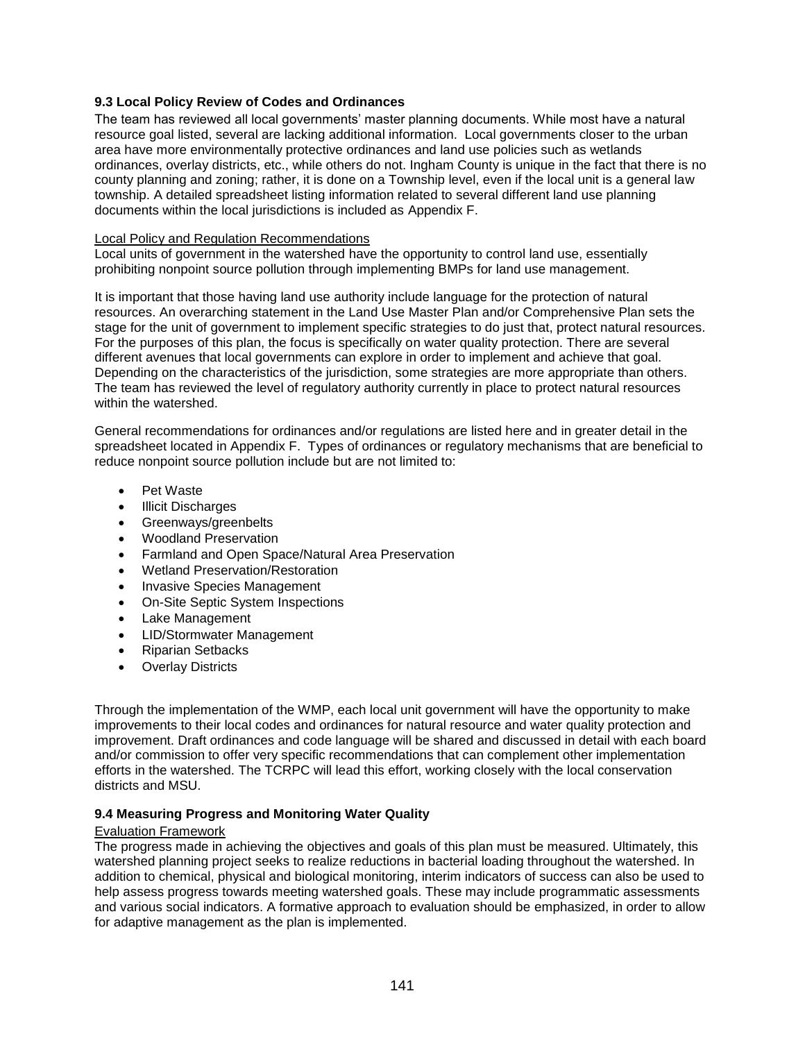### 9.3 Local Policy Review of Codes and Ordinances

The team has reviewed all local governments' master planning documents. While most have a natural resource goal listed, several are lacking additional information. Local governments closer to the urban area have more environmentally protective ordinances and land use policies such as wetlands ordinances, overlay districts, etc., while others do not. Ingham County is unique in the fact that there is no county planning and zoning; rather, it is done on a Township level, even if the local unit is a general law township. A detailed spreadsheet listing information related to several different land use planning documents within the local jurisdictions is included as Appendix F.

<u>Local Policy and Regulation Recommendations</u>

Local units of government in the watershed have the opportunity to control land use, essentially prohibiting nonpoint source pollution through implementing BMPs for land use management.

It is important that those having land use authority include language for the protection of natural resources. An overarching statement in the Land Use Master Plan and/or Comprehensive Plan sets the stage for the unit of government to implement specific strategies to do just that, protect natural resources. For the purposes of this plan, the focus is specifically on water quality protection. There are several different avenues that local governments can explore in order to implement and achieve that goal. Depending on the characteristics of the jurisdiction, some strategies are more appropriate than others. The team has reviewed the level of regulatory authority currently in place to protect natural resources within the watershed.

General recommendations for ordinances and/or regulations are listed here and in greater detail in the spreadsheet located in Appendix F. Types of ordinances or regulatory mechanisms that are beneficial to reduce nonpoint source pollution include but are not limited to:

- Pet Waste
- Illicit Discharges
- Greenways/greenbelts
- Woodland Preservation
- Farmland and Open Space/Natural Area Preservation
- Wetland Preservation/Restoration
- Invasive Species Management
- On-Site Septic System Inspections
- Lake Management
- LID/Stormwater Management
- Riparian Setbacks
- Overlay Districts

Through the implementation of the WMP, each local unit government will have the opportunity to make improvements to their local codes and ordinances for natural resource and water quality protection and improvement. Draft ordinances and code language will be shared and discussed in detail with each board and/or commission to offer very specific recommendations that can complement other implementation efforts in the watershed. The TCRPC will lead this effort, working closely with the local conservation districts and MSU.

### 9.4 Measuring Progress and Monitoring Water Quality

<u>Evaluation Framework</u>

The progress made in achieving the objectives and goals of this plan must be measured. Ultimately, this watershed planning project seeks to realize reductions in bacterial loading throughout the watershed. In addition to chemical, physical and biological monitoring, interim indicators of success can also be used to help assess progress towards meeting watershed goals. These may include programmatic assessments and various social indicators. A formative approach to evaluation should be emphasized, in order to allow for adaptive management as the plan is implemented.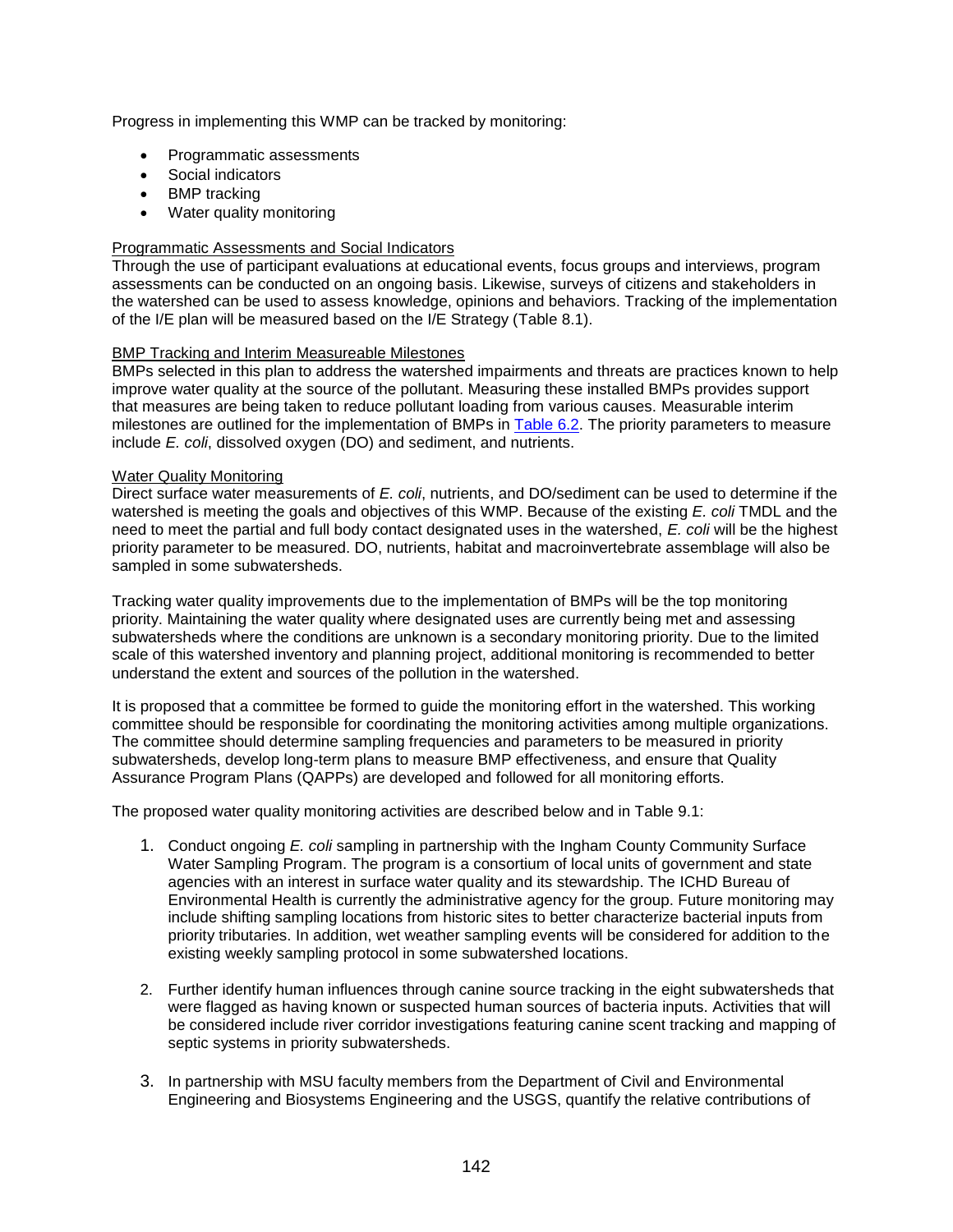Progress in implementing this WMP can be tracked by monitoring:

- Programmatic assessments
- Social indicators
- BMP tracking
- Water quality monitoring

Programmatic Assessments and Social Indicators
Through the use of participant evaluations at educational events, focus groups and interviews, program assessments can be conducted on an ongoing basis. Likewise, surveys of citizens and stakeholders in the watershed can be used to assess knowledge, opinions and behaviors. Tracking of the implementation of the I/E plan will be measured based on the I/E Strategy (Table 8.1).

BMP Tracking and Interim Measureable Milestones
BMPs selected in this plan to address the watershed impairments and threats are practices known to help improve water quality at the source of the pollutant. Measuring these installed BMPs provides support that measures are being taken to reduce pollutant loading from various causes. Measurable interim milestones are outlined for the implementation of BMPs in Table 6.2. The priority parameters to measure include *E. coli*, dissolved oxygen (DO) and sediment, and nutrients.

Water Quality Monitoring
Direct surface water measurements of *E. coli*, nutrients, and DO/sediment can be used to determine if the watershed is meeting the goals and objectives of this WMP. Because of the existing *E. coli* TMDL and the need to meet the partial and full body contact designated uses in the watershed, *E. coli* will be the highest priority parameter to be measured. DO, nutrients, habitat and macroinvertebrate assemblage will also be sampled in some subwatersheds.

Tracking water quality improvements due to the implementation of BMPs will be the top monitoring priority. Maintaining the water quality where designated uses are currently being met and assessing subwatersheds where the conditions are unknown is a secondary monitoring priority. Due to the limited scale of this watershed inventory and planning project, additional monitoring is recommended to better understand the extent and sources of the pollution in the watershed.

It is proposed that a committee be formed to guide the monitoring effort in the watershed. This working committee should be responsible for coordinating the monitoring activities among multiple organizations. The committee should determine sampling frequencies and parameters to be measured in priority subwatersheds, develop long-term plans to measure BMP effectiveness, and ensure that Quality Assurance Program Plans (QAPPs) are developed and followed for all monitoring efforts.

The proposed water quality monitoring activities are described below and in Table 9.1:

1. Conduct ongoing *E. coli* sampling in partnership with the Ingham County Community Surface Water Sampling Program. The program is a consortium of local units of government and state agencies with an interest in surface water quality and its stewardship. The ICHD Bureau of Environmental Health is currently the administrative agency for the group. Future monitoring may include shifting sampling locations from historic sites to better characterize bacterial inputs from priority tributaries. In addition, wet weather sampling events will be considered for addition to the existing weekly sampling protocol in some subwatershed locations.

2. Further identify human influences through canine source tracking in the eight subwatersheds that were flagged as having known or suspected human sources of bacteria inputs. Activities that will be considered include river corridor investigations featuring canine scent tracking and mapping of septic systems in priority subwatersheds.

3. In partnership with MSU faculty members from the Department of Civil and Environmental Engineering and Biosystems Engineering and the USGS, quantify the relative contributions of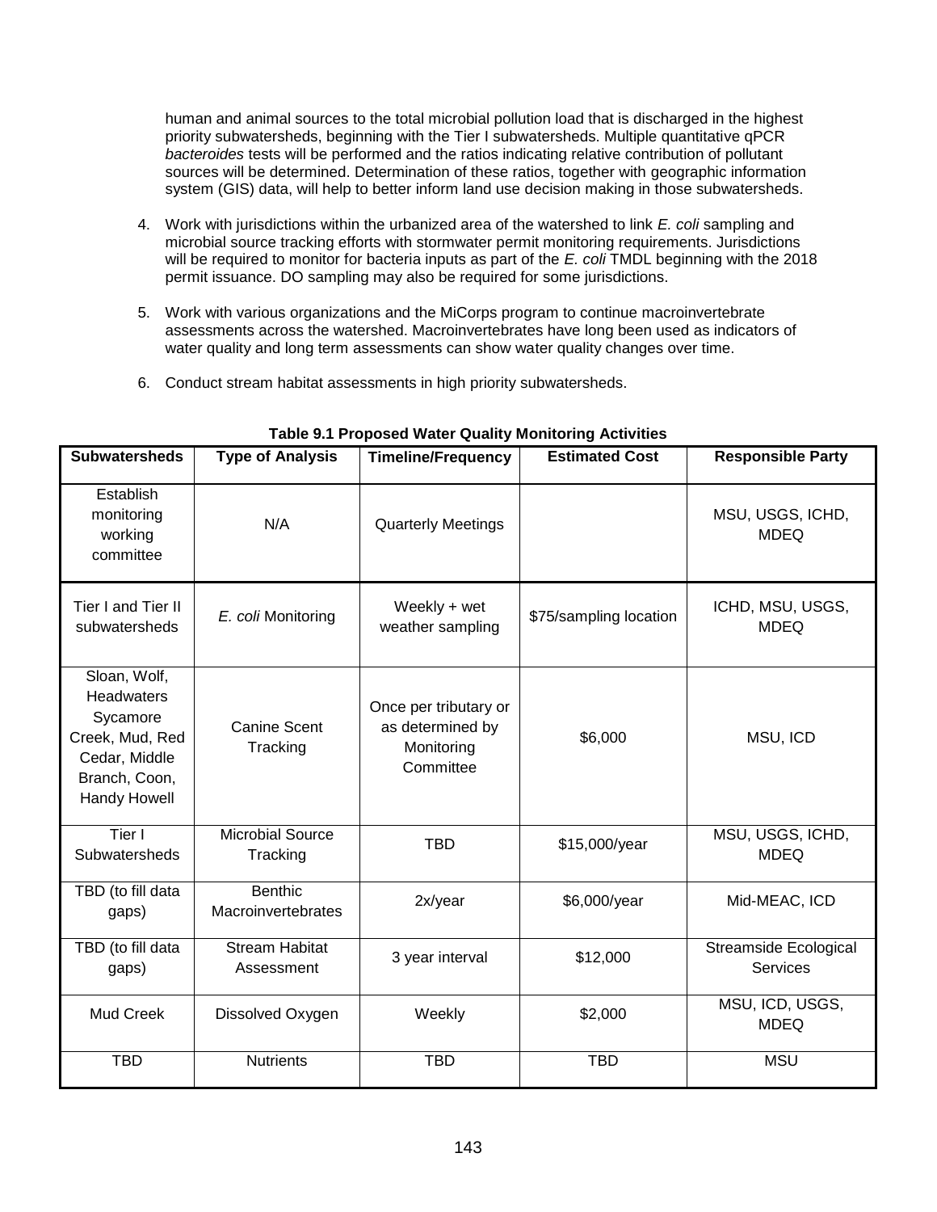human and animal sources to the total microbial pollution load that is discharged in the highest priority subwatersheds, beginning with the Tier I subwatersheds. Multiple quantitative qPCR *bacteroides* tests will be performed and the ratios indicating relative contribution of pollutant sources will be determined. Determination of these ratios, together with geographic information system (GIS) data, will help to better inform land use decision making in those subwatersheds.

4. Work with jurisdictions within the urbanized area of the watershed to link *E. coli* sampling and microbial source tracking efforts with stormwater permit monitoring requirements. Jurisdictions will be required to monitor for bacteria inputs as part of the *E. coli* TMDL beginning with the 2018 permit issuance. DO sampling may also be required for some jurisdictions.

5. Work with various organizations and the MiCorps program to continue macroinvertebrate assessments across the watershed. Macroinvertebrates have long been used as indicators of water quality and long term assessments can show water quality changes over time.

6. Conduct stream habitat assessments in high priority subwatersheds.

**Table 9.1 Proposed Water Quality Monitoring Activities**

| Subwatersheds | Type of Analysis | Timeline/Frequency | Estimated Cost | Responsible Party |
|---|---|---|---|---|
| Establish monitoring working committee | N/A | Quarterly Meetings | | MSU, USGS, ICHD, MDEQ |
| Tier I and Tier II subwatersheds | *E. coli* Monitoring | Weekly + wet weather sampling | $75/sampling location | ICHD, MSU, USGS, MDEQ |
| Sloan, Wolf, Headwaters Sycamore Creek, Mud, Red Cedar, Middle Branch, Coon, Handy Howell | Canine Scent Tracking | Once per tributary or as determined by Monitoring Committee | $6,000 | MSU, ICD |
| Tier I Subwatersheds | Microbial Source Tracking | TBD | $15,000/year | MSU, USGS, ICHD, MDEQ |
| TBD (to fill data gaps) | Benthic Macroinvertebrates | 2x/year | $6,000/year | Mid-MEAC, ICD |
| TBD (to fill data gaps) | Stream Habitat Assessment | 3 year interval | $12,000 | Streamside Ecological Services |
| Mud Creek | Dissolved Oxygen | Weekly | $2,000 | MSU, ICD, USGS, MDEQ |
| TBD | Nutrients | TBD | TBD | MSU |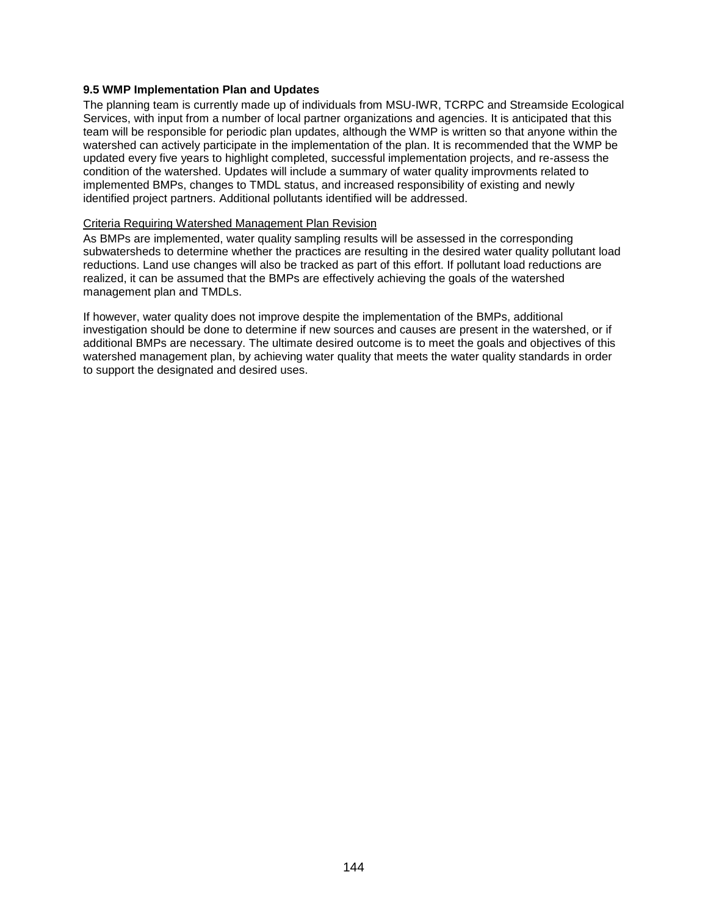### 9.5 WMP Implementation Plan and Updates

The planning team is currently made up of individuals from MSU-IWR, TCRPC and Streamside Ecological Services, with input from a number of local partner organizations and agencies. It is anticipated that this team will be responsible for periodic plan updates, although the WMP is written so that anyone within the watershed can actively participate in the implementation of the plan. It is recommended that the WMP be updated every five years to highlight completed, successful implementation projects, and re-assess the condition of the watershed. Updates will include a summary of water quality improvments related to implemented BMPs, changes to TMDL status, and increased responsibility of existing and newly identified project partners. Additional pollutants identified will be addressed.

<u>Criteria Requiring Watershed Management Plan Revision</u>

As BMPs are implemented, water quality sampling results will be assessed in the corresponding subwatersheds to determine whether the practices are resulting in the desired water quality pollutant load reductions. Land use changes will also be tracked as part of this effort. If pollutant load reductions are realized, it can be assumed that the BMPs are effectively achieving the goals of the watershed management plan and TMDLs.

If however, water quality does not improve despite the implementation of the BMPs, additional investigation should be done to determine if new sources and causes are present in the watershed, or if additional BMPs are necessary. The ultimate desired outcome is to meet the goals and objectives of this watershed management plan, by achieving water quality that meets the water quality standards in order to support the designated and desired uses.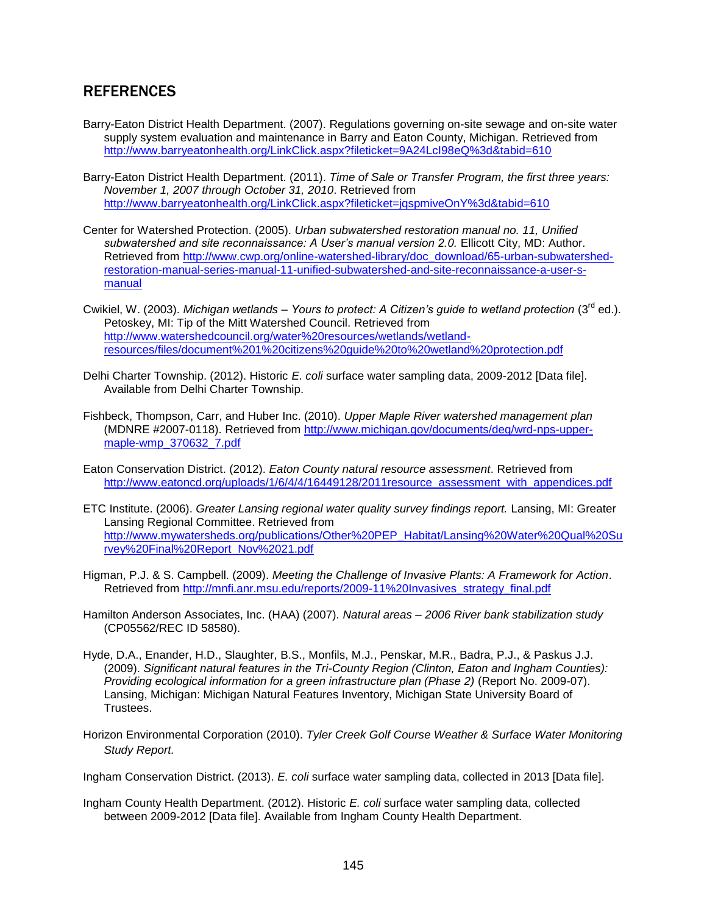## REFERENCES

Barry-Eaton District Health Department. (2007). Regulations governing on-site sewage and on-site water supply system evaluation and maintenance in Barry and Eaton County, Michigan. Retrieved from http://www.barryeatonhealth.org/LinkClick.aspx?fileticket=9A24LcI98eQ%3d&tabid=610

Barry-Eaton District Health Department. (2011). *Time of Sale or Transfer Program, the first three years: November 1, 2007 through October 31, 2010*. Retrieved from http://www.barryeatonhealth.org/LinkClick.aspx?fileticket=jqspmiveOnY%3d&tabid=610

Center for Watershed Protection. (2005). *Urban subwatershed restoration manual no. 11, Unified subwatershed and site reconnaissance: A User's manual version 2.0.* Ellicott City, MD: Author. Retrieved from http://www.cwp.org/online-watershed-library/doc_download/65-urban-subwatershed-restoration-manual-series-manual-11-unified-subwatershed-and-site-reconnaissance-a-user-s-manual

Cwikiel, W. (2003). *Michigan wetlands – Yours to protect: A Citizen's guide to wetland protection* (3rd ed.). Petoskey, MI: Tip of the Mitt Watershed Council. Retrieved from http://www.watershedcouncil.org/water%20resources/wetlands/wetland-resources/files/document%201%20citizens%20guide%20to%20wetland%20protection.pdf

Delhi Charter Township. (2012). Historic *E. coli* surface water sampling data, 2009-2012 [Data file]. Available from Delhi Charter Township.

Fishbeck, Thompson, Carr, and Huber Inc. (2010). *Upper Maple River watershed management plan* (MDNRE #2007-0118). Retrieved from http://www.michigan.gov/documents/deq/wrd-nps-upper-maple-wmp_370632_7.pdf

Eaton Conservation District. (2012). *Eaton County natural resource assessment*. Retrieved from http://www.eatoncd.org/uploads/1/6/4/4/16449128/2011resource_assessment_with_appendices.pdf

ETC Institute. (2006). *Greater Lansing regional water quality survey findings report.* Lansing, MI: Greater Lansing Regional Committee. Retrieved from http://www.mywatersheds.org/publications/Other%20PEP_Habitat/Lansing%20Water%20Qual%20Survey%20Final%20Report_Nov%2021.pdf

Higman, P.J. & S. Campbell. (2009). *Meeting the Challenge of Invasive Plants: A Framework for Action*. Retrieved from http://mnfi.anr.msu.edu/reports/2009-11%20Invasives_strategy_final.pdf

Hamilton Anderson Associates, Inc. (HAA) (2007). *Natural areas – 2006 River bank stabilization study* (CP05562/REC ID 58580).

Hyde, D.A., Enander, H.D., Slaughter, B.S., Monfils, M.J., Penskar, M.R., Badra, P.J., & Paskus J.J. (2009). *Significant natural features in the Tri-County Region (Clinton, Eaton and Ingham Counties): Providing ecological information for a green infrastructure plan (Phase 2)* (Report No. 2009-07). Lansing, Michigan: Michigan Natural Features Inventory, Michigan State University Board of Trustees.

Horizon Environmental Corporation (2010). *Tyler Creek Golf Course Weather & Surface Water Monitoring Study Report.*

Ingham Conservation District. (2013). *E. coli* surface water sampling data, collected in 2013 [Data file].

Ingham County Health Department. (2012). Historic *E. coli* surface water sampling data, collected between 2009-2012 [Data file]. Available from Ingham County Health Department.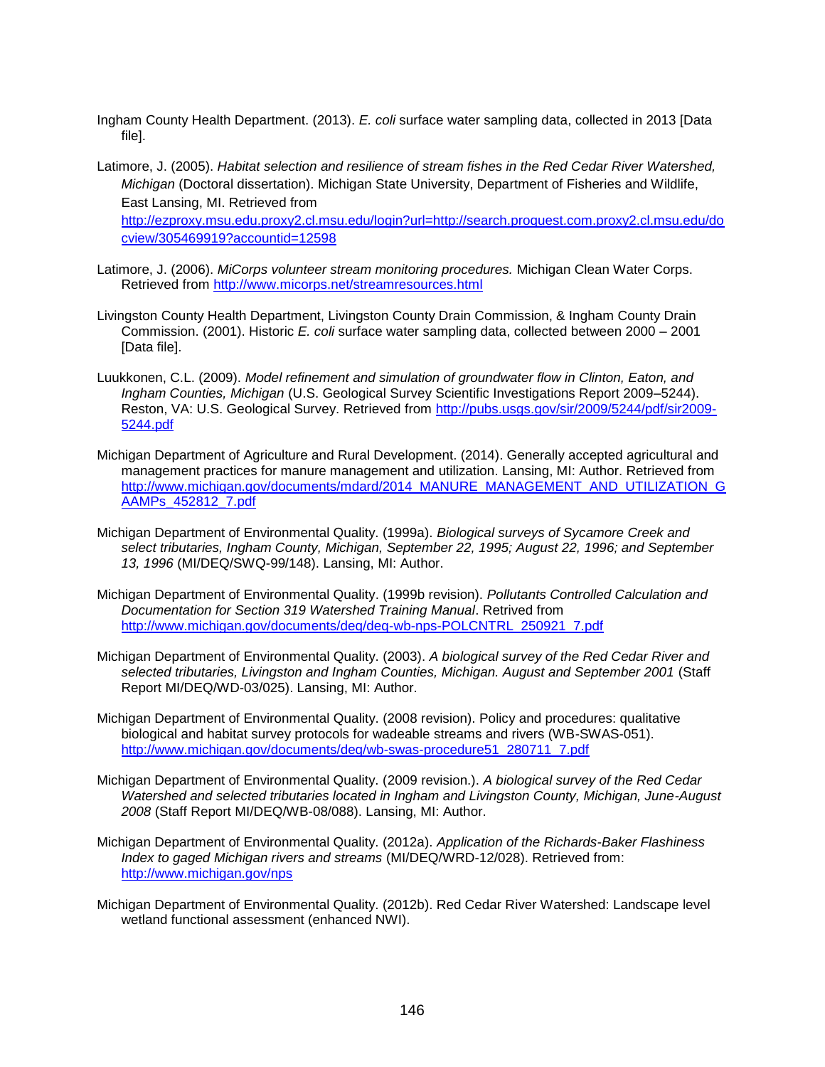Ingham County Health Department. (2013). *E. coli* surface water sampling data, collected in 2013 [Data file].

Latimore, J. (2005). *Habitat selection and resilience of stream fishes in the Red Cedar River Watershed, Michigan* (Doctoral dissertation). Michigan State University, Department of Fisheries and Wildlife, East Lansing, MI. Retrieved from http://ezproxy.msu.edu.proxy2.cl.msu.edu/login?url=http://search.proquest.com.proxy2.cl.msu.edu/docview/305469919?accountid=12598

Latimore, J. (2006). *MiCorps volunteer stream monitoring procedures.* Michigan Clean Water Corps. Retrieved from http://www.micorps.net/streamresources.html

Livingston County Health Department, Livingston County Drain Commission, & Ingham County Drain Commission. (2001). Historic *E. coli* surface water sampling data, collected between 2000 – 2001 [Data file].

Luukkonen, C.L. (2009). *Model refinement and simulation of groundwater flow in Clinton, Eaton, and Ingham Counties, Michigan* (U.S. Geological Survey Scientific Investigations Report 2009–5244). Reston, VA: U.S. Geological Survey. Retrieved from http://pubs.usgs.gov/sir/2009/5244/pdf/sir2009-5244.pdf

Michigan Department of Agriculture and Rural Development. (2014). Generally accepted agricultural and management practices for manure management and utilization. Lansing, MI: Author. Retrieved from http://www.michigan.gov/documents/mdard/2014_MANURE_MANAGEMENT_AND_UTILIZATION_GAAMPs_452812_7.pdf

Michigan Department of Environmental Quality. (1999a). *Biological surveys of Sycamore Creek and select tributaries, Ingham County, Michigan, September 22, 1995; August 22, 1996; and September 13, 1996* (MI/DEQ/SWQ-99/148). Lansing, MI: Author.

Michigan Department of Environmental Quality. (1999b revision). *Pollutants Controlled Calculation and Documentation for Section 319 Watershed Training Manual*. Retrived from http://www.michigan.gov/documents/deq/deq-wb-nps-POLCNTRL_250921_7.pdf

Michigan Department of Environmental Quality. (2003). *A biological survey of the Red Cedar River and selected tributaries, Livingston and Ingham Counties, Michigan. August and September 2001* (Staff Report MI/DEQ/WD-03/025). Lansing, MI: Author.

Michigan Department of Environmental Quality. (2008 revision). Policy and procedures: qualitative biological and habitat survey protocols for wadeable streams and rivers (WB-SWAS-051). http://www.michigan.gov/documents/deq/wb-swas-procedure51_280711_7.pdf

Michigan Department of Environmental Quality. (2009 revision.). *A biological survey of the Red Cedar Watershed and selected tributaries located in Ingham and Livingston County, Michigan, June-August 2008* (Staff Report MI/DEQ/WB-08/088). Lansing, MI: Author.

Michigan Department of Environmental Quality. (2012a). *Application of the Richards-Baker Flashiness Index to gaged Michigan rivers and streams* (MI/DEQ/WRD-12/028). Retrieved from: http://www.michigan.gov/nps

Michigan Department of Environmental Quality. (2012b). Red Cedar River Watershed: Landscape level wetland functional assessment (enhanced NWI).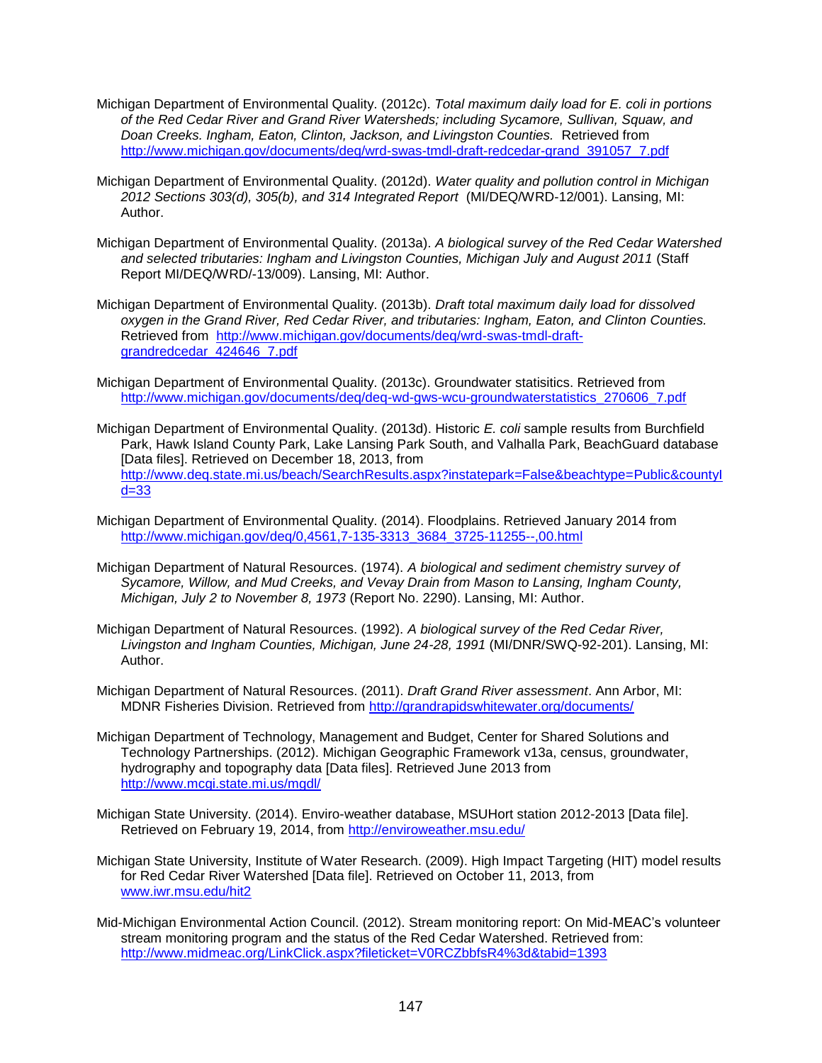Michigan Department of Environmental Quality. (2012c). *Total maximum daily load for E. coli in portions of the Red Cedar River and Grand River Watersheds; including Sycamore, Sullivan, Squaw, and Doan Creeks. Ingham, Eaton, Clinton, Jackson, and Livingston Counties.* Retrieved from http://www.michigan.gov/documents/deq/wrd-swas-tmdl-draft-redcedar-grand_391057_7.pdf

Michigan Department of Environmental Quality. (2012d). *Water quality and pollution control in Michigan 2012 Sections 303(d), 305(b), and 314 Integrated Report* (MI/DEQ/WRD-12/001). Lansing, MI: Author.

Michigan Department of Environmental Quality. (2013a). *A biological survey of the Red Cedar Watershed and selected tributaries: Ingham and Livingston Counties, Michigan July and August 2011* (Staff Report MI/DEQ/WRD/-13/009). Lansing, MI: Author.

Michigan Department of Environmental Quality. (2013b). *Draft total maximum daily load for dissolved oxygen in the Grand River, Red Cedar River, and tributaries: Ingham, Eaton, and Clinton Counties.* Retrieved from http://www.michigan.gov/documents/deq/wrd-swas-tmdl-draft-grandredcedar_424646_7.pdf

Michigan Department of Environmental Quality. (2013c). Groundwater statisitics. Retrieved from http://www.michigan.gov/documents/deq/deq-wd-gws-wcu-groundwaterstatistics_270606_7.pdf

Michigan Department of Environmental Quality. (2013d). Historic *E. coli* sample results from Burchfield Park, Hawk Island County Park, Lake Lansing Park South, and Valhalla Park, BeachGuard database [Data files]. Retrieved on December 18, 2013, from http://www.deq.state.mi.us/beach/SearchResults.aspx?instatepark=False&beachtype=Public&countyId=33

Michigan Department of Environmental Quality. (2014). Floodplains. Retrieved January 2014 from http://www.michigan.gov/deq/0,4561,7-135-3313_3684_3725-11255--,00.html

Michigan Department of Natural Resources. (1974). *A biological and sediment chemistry survey of Sycamore, Willow, and Mud Creeks, and Vevay Drain from Mason to Lansing, Ingham County, Michigan, July 2 to November 8, 1973* (Report No. 2290). Lansing, MI: Author.

Michigan Department of Natural Resources. (1992). *A biological survey of the Red Cedar River, Livingston and Ingham Counties, Michigan, June 24-28, 1991* (MI/DNR/SWQ-92-201). Lansing, MI: Author.

Michigan Department of Natural Resources. (2011). *Draft Grand River assessment*. Ann Arbor, MI: MDNR Fisheries Division. Retrieved from http://grandrapidswhitewater.org/documents/

Michigan Department of Technology, Management and Budget, Center for Shared Solutions and Technology Partnerships. (2012). Michigan Geographic Framework v13a, census, groundwater, hydrography and topography data [Data files]. Retrieved June 2013 from http://www.mcgi.state.mi.us/mgdl/

Michigan State University. (2014). Enviro-weather database, MSUHort station 2012-2013 [Data file]. Retrieved on February 19, 2014, from http://enviroweather.msu.edu/

Michigan State University, Institute of Water Research. (2009). High Impact Targeting (HIT) model results for Red Cedar River Watershed [Data file]. Retrieved on October 11, 2013, from www.iwr.msu.edu/hit2

Mid-Michigan Environmental Action Council. (2012). Stream monitoring report: On Mid-MEAC's volunteer stream monitoring program and the status of the Red Cedar Watershed. Retrieved from: http://www.midmeac.org/LinkClick.aspx?fileticket=V0RCZbbfsR4%3d&tabid=1393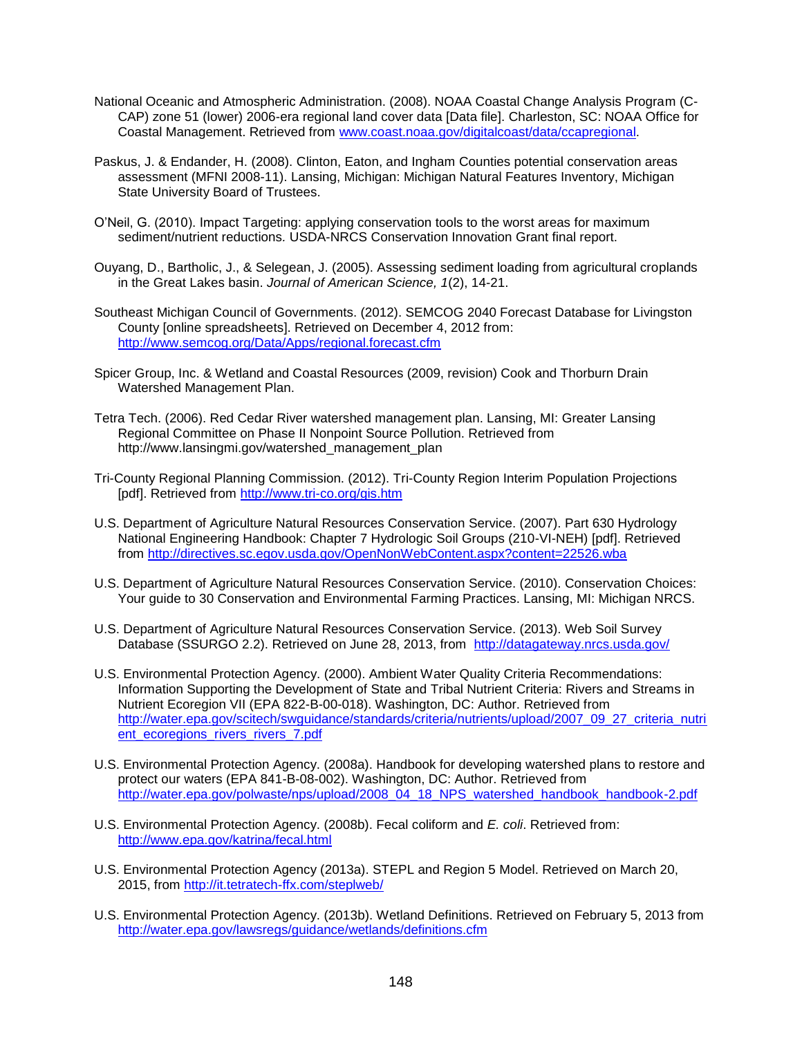National Oceanic and Atmospheric Administration. (2008). NOAA Coastal Change Analysis Program (C-CAP) zone 51 (lower) 2006-era regional land cover data [Data file]. Charleston, SC: NOAA Office for Coastal Management. Retrieved from www.coast.noaa.gov/digitalcoast/data/ccapregional.

Paskus, J. & Endander, H. (2008). Clinton, Eaton, and Ingham Counties potential conservation areas assessment (MFNI 2008-11). Lansing, Michigan: Michigan Natural Features Inventory, Michigan State University Board of Trustees.

O'Neil, G. (2010). Impact Targeting: applying conservation tools to the worst areas for maximum sediment/nutrient reductions. USDA-NRCS Conservation Innovation Grant final report.

Ouyang, D., Bartholic, J., & Selegean, J. (2005). Assessing sediment loading from agricultural croplands in the Great Lakes basin. *Journal of American Science, 1*(2), 14-21.

Southeast Michigan Council of Governments. (2012). SEMCOG 2040 Forecast Database for Livingston County [online spreadsheets]. Retrieved on December 4, 2012 from: http://www.semcog.org/Data/Apps/regional.forecast.cfm

Spicer Group, Inc. & Wetland and Coastal Resources (2009, revision) Cook and Thorburn Drain Watershed Management Plan.

Tetra Tech. (2006). Red Cedar River watershed management plan. Lansing, MI: Greater Lansing Regional Committee on Phase II Nonpoint Source Pollution. Retrieved from http://www.lansingmi.gov/watershed_management_plan

Tri-County Regional Planning Commission. (2012). Tri-County Region Interim Population Projections [pdf]. Retrieved from http://www.tri-co.org/gis.htm

U.S. Department of Agriculture Natural Resources Conservation Service. (2007). Part 630 Hydrology National Engineering Handbook: Chapter 7 Hydrologic Soil Groups (210-VI-NEH) [pdf]. Retrieved from http://directives.sc.egov.usda.gov/OpenNonWebContent.aspx?content=22526.wba

U.S. Department of Agriculture Natural Resources Conservation Service. (2010). Conservation Choices: Your guide to 30 Conservation and Environmental Farming Practices. Lansing, MI: Michigan NRCS.

U.S. Department of Agriculture Natural Resources Conservation Service. (2013). Web Soil Survey Database (SSURGO 2.2). Retrieved on June 28, 2013, from http://datagateway.nrcs.usda.gov/

U.S. Environmental Protection Agency. (2000). Ambient Water Quality Criteria Recommendations: Information Supporting the Development of State and Tribal Nutrient Criteria: Rivers and Streams in Nutrient Ecoregion VII (EPA 822-B-00-018). Washington, DC: Author. Retrieved from http://water.epa.gov/scitech/swguidance/standards/criteria/nutrients/upload/2007_09_27_criteria_nutrient_ecoregions_rivers_rivers_7.pdf

U.S. Environmental Protection Agency. (2008a). Handbook for developing watershed plans to restore and protect our waters (EPA 841-B-08-002). Washington, DC: Author. Retrieved from http://water.epa.gov/polwaste/nps/upload/2008_04_18_NPS_watershed_handbook_handbook-2.pdf

U.S. Environmental Protection Agency. (2008b). Fecal coliform and *E. coli*. Retrieved from: http://www.epa.gov/katrina/fecal.html

U.S. Environmental Protection Agency (2013a). STEPL and Region 5 Model. Retrieved on March 20, 2015, from http://it.tetratech-ffx.com/steplweb/

U.S. Environmental Protection Agency. (2013b). Wetland Definitions. Retrieved on February 5, 2013 from http://water.epa.gov/lawsregs/guidance/wetlands/definitions.cfm